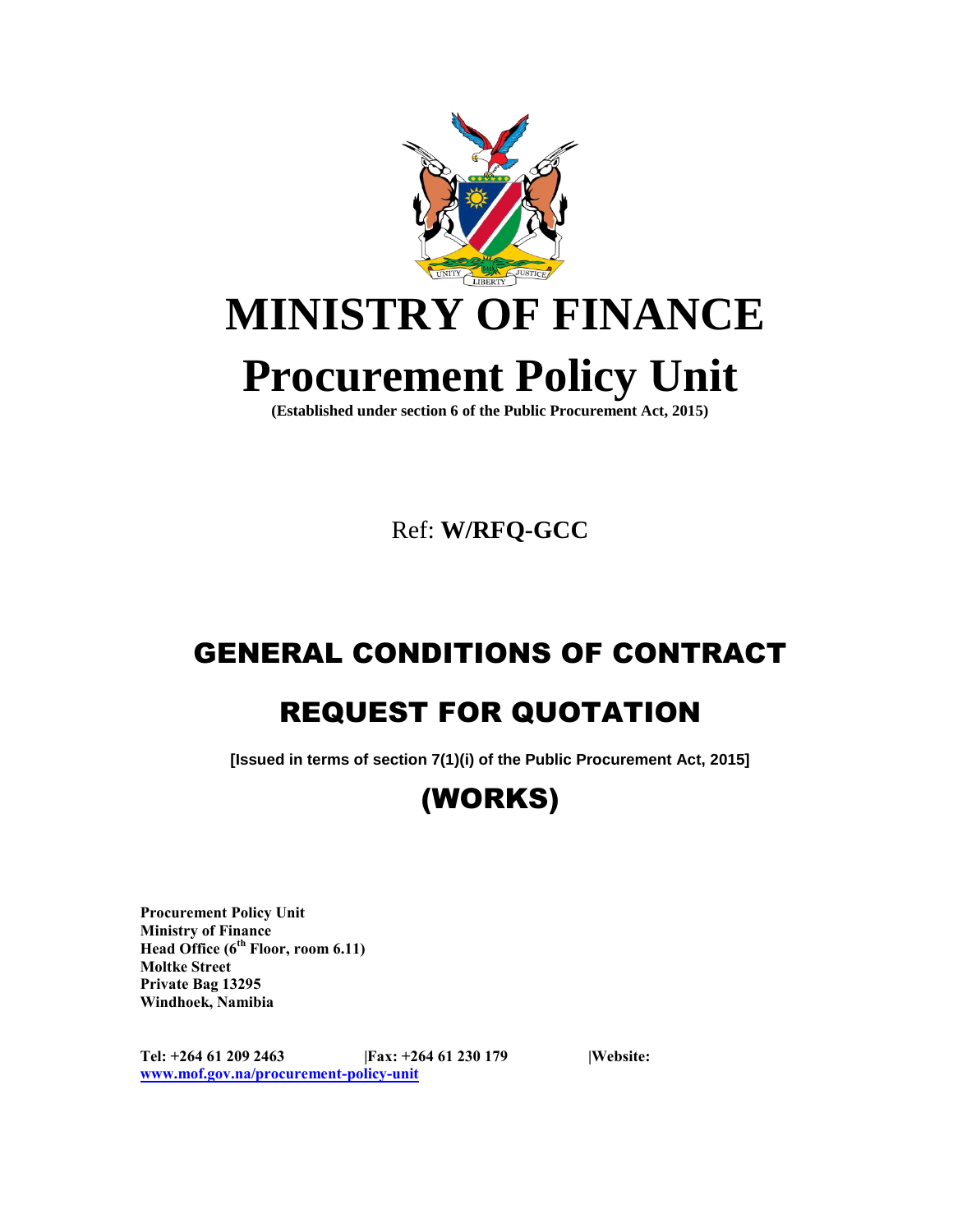# MINISTRY OF FINANCE

# Procurement Policy Unit

**(Established under section 6 of the Public Procurement Act, 2015)**

Ref: **W/RFQ-GCC**

## GENERAL CONDITIONS OF CONTRACT

## REQUEST FOR QUOTATION

**[Issued in terms of section 7(1)(i) of the Public Procurement Act, 2015]**

## (WORKS)

**Procurement Policy Unit**
**Ministry of Finance**
**Head Office (6th Floor, room 6.11)**
**Moltke Street**
**Private Bag 13295**
**Windhoek, Namibia**

**Tel: +264 61 209 2463 |Fax: +264 61 230 179 |Website: www.mof.gov.na/procurement-policy-unit**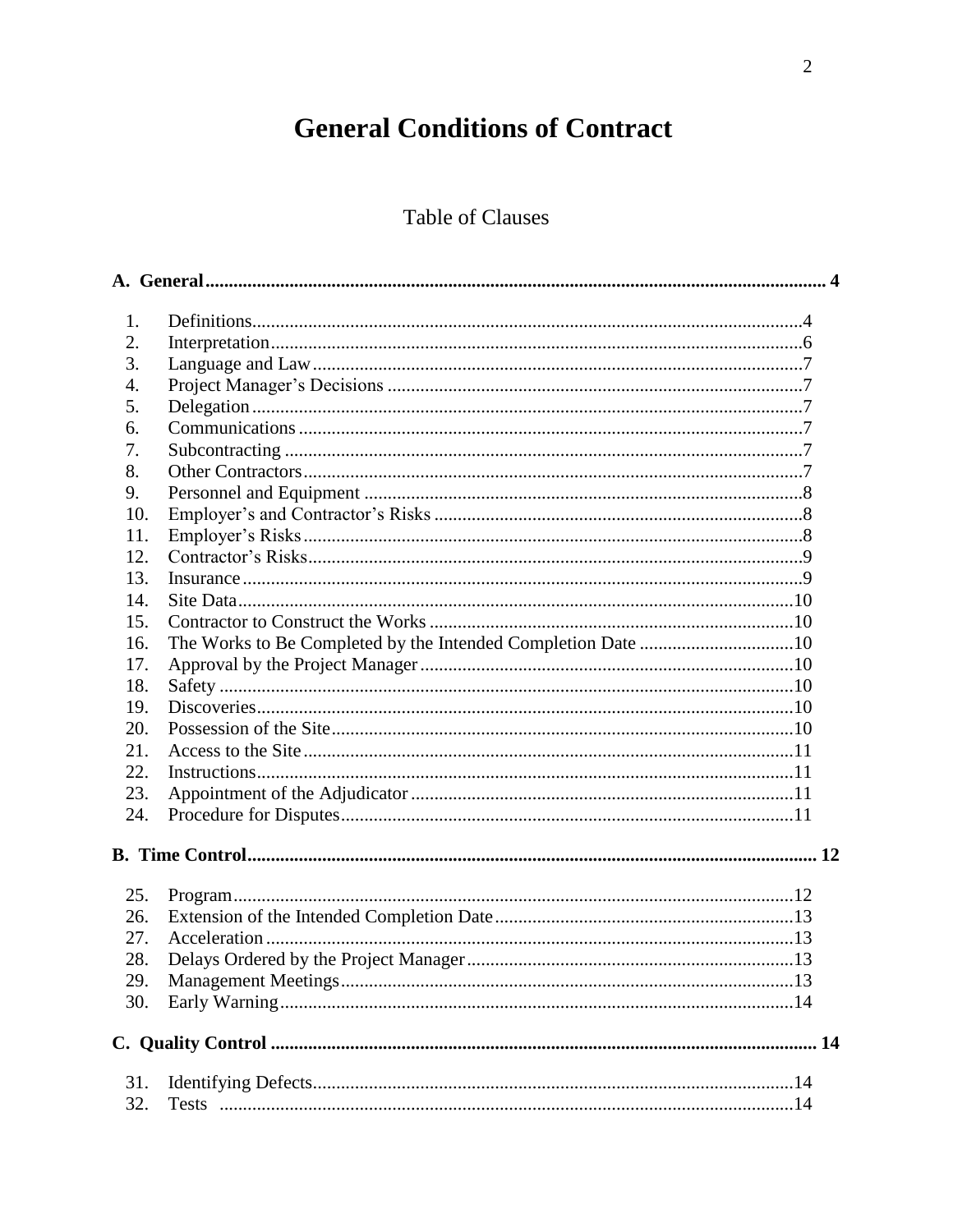# General Conditions of Contract

## Table of Clauses

**A. General** .................................................... **4**

1. Definitions .................................................... 4
2. Interpretation .................................................... 6
3. Language and Law .................................................... 7
4. Project Manager's Decisions .................................................... 7
5. Delegation .................................................... 7
6. Communications .................................................... 7
7. Subcontracting .................................................... 7
8. Other Contractors .................................................... 7
9. Personnel and Equipment .................................................... 8
10. Employer's and Contractor's Risks .................................................... 8
11. Employer's Risks .................................................... 8
12. Contractor's Risks .................................................... 9
13. Insurance .................................................... 9
14. Site Data .................................................... 10
15. Contractor to Construct the Works .................................................... 10
16. The Works to Be Completed by the Intended Completion Date .................................................... 10
17. Approval by the Project Manager .................................................... 10
18. Safety .................................................... 10
19. Discoveries .................................................... 10
20. Possession of the Site .................................................... 10
21. Access to the Site .................................................... 11
22. Instructions .................................................... 11
23. Appointment of the Adjudicator .................................................... 11
24. Procedure for Disputes .................................................... 11

**B. Time Control** .................................................... **12**

25. Program .................................................... 12
26. Extension of the Intended Completion Date .................................................... 13
27. Acceleration .................................................... 13
28. Delays Ordered by the Project Manager .................................................... 13
29. Management Meetings .................................................... 13
30. Early Warning .................................................... 14

**C. Quality Control** .................................................... **14**

31. Identifying Defects .................................................... 14
32. Tests .................................................... 14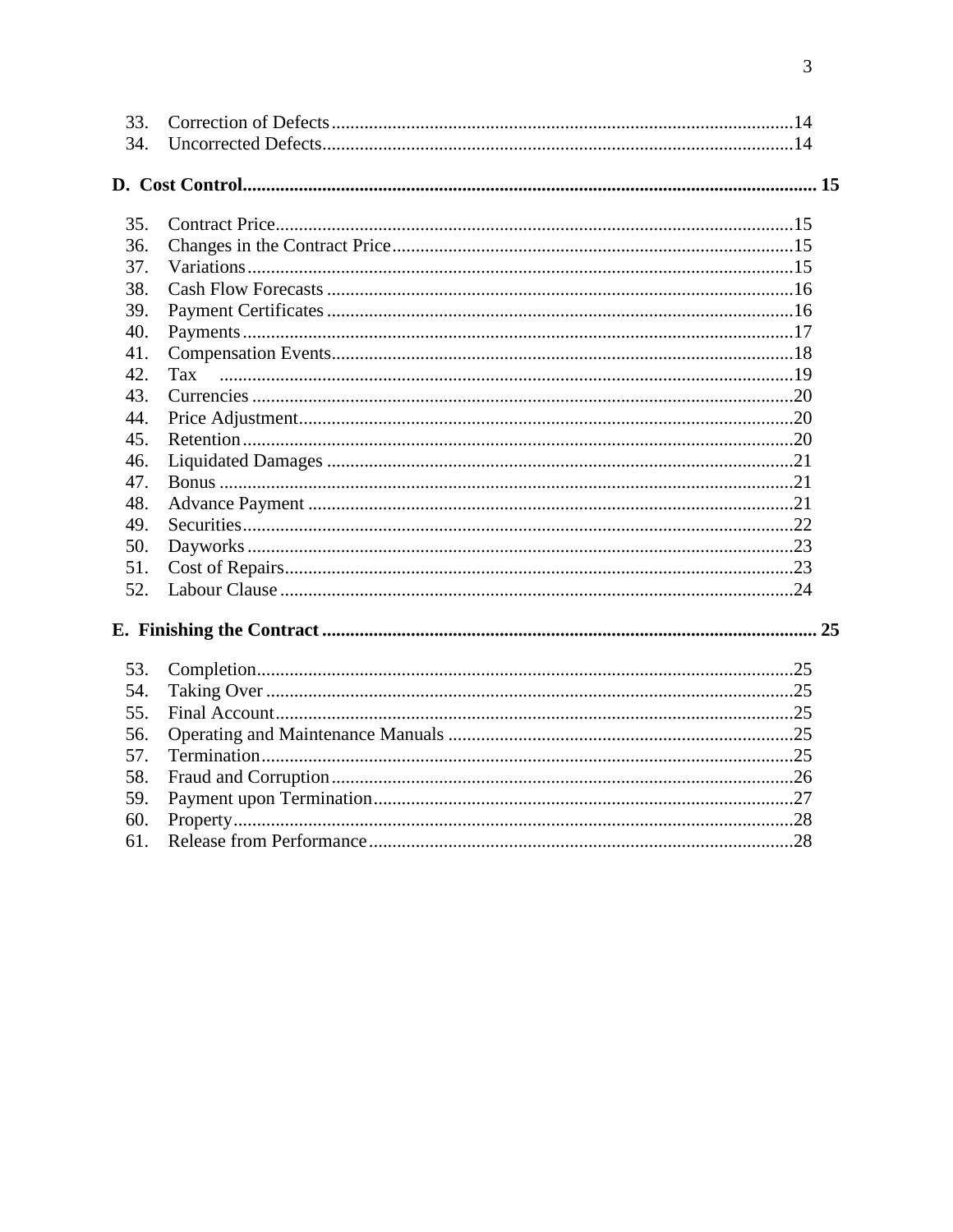33. Correction of Defects ..... 14
34. Uncorrected Defects ..... 14

**D. Cost Control ..... 15**

35. Contract Price ..... 15
36. Changes in the Contract Price ..... 15
37. Variations ..... 15
38. Cash Flow Forecasts ..... 16
39. Payment Certificates ..... 16
40. Payments ..... 17
41. Compensation Events ..... 18
42. Tax ..... 19
43. Currencies ..... 20
44. Price Adjustment ..... 20
45. Retention ..... 20
46. Liquidated Damages ..... 21
47. Bonus ..... 21
48. Advance Payment ..... 21
49. Securities ..... 22
50. Dayworks ..... 23
51. Cost of Repairs ..... 23
52. Labour Clause ..... 24

**E. Finishing the Contract ..... 25**

53. Completion ..... 25
54. Taking Over ..... 25
55. Final Account ..... 25
56. Operating and Maintenance Manuals ..... 25
57. Termination ..... 25
58. Fraud and Corruption ..... 26
59. Payment upon Termination ..... 27
60. Property ..... 28
61. Release from Performance ..... 28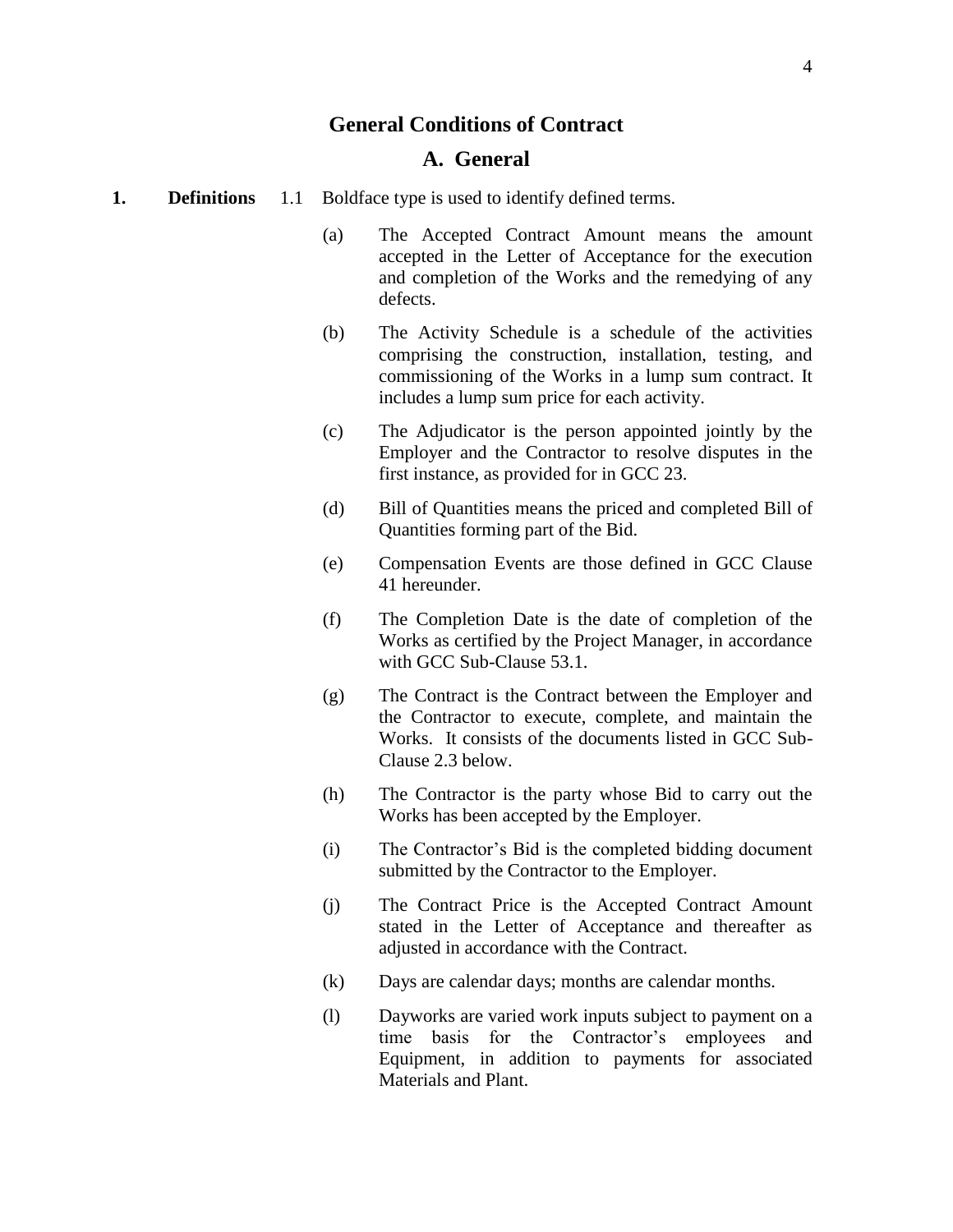# General Conditions of Contract

## A. General

**1. Definitions**

1.1 Boldface type is used to identify defined terms.

(a) The Accepted Contract Amount means the amount accepted in the Letter of Acceptance for the execution and completion of the Works and the remedying of any defects.

(b) The Activity Schedule is a schedule of the activities comprising the construction, installation, testing, and commissioning of the Works in a lump sum contract. It includes a lump sum price for each activity.

(c) The Adjudicator is the person appointed jointly by the Employer and the Contractor to resolve disputes in the first instance, as provided for in GCC 23.

(d) Bill of Quantities means the priced and completed Bill of Quantities forming part of the Bid.

(e) Compensation Events are those defined in GCC Clause 41 hereunder.

(f) The Completion Date is the date of completion of the Works as certified by the Project Manager, in accordance with GCC Sub-Clause 53.1.

(g) The Contract is the Contract between the Employer and the Contractor to execute, complete, and maintain the Works. It consists of the documents listed in GCC Sub-Clause 2.3 below.

(h) The Contractor is the party whose Bid to carry out the Works has been accepted by the Employer.

(i) The Contractor's Bid is the completed bidding document submitted by the Contractor to the Employer.

(j) The Contract Price is the Accepted Contract Amount stated in the Letter of Acceptance and thereafter as adjusted in accordance with the Contract.

(k) Days are calendar days; months are calendar months.

(l) Dayworks are varied work inputs subject to payment on a time basis for the Contractor's employees and Equipment, in addition to payments for associated Materials and Plant.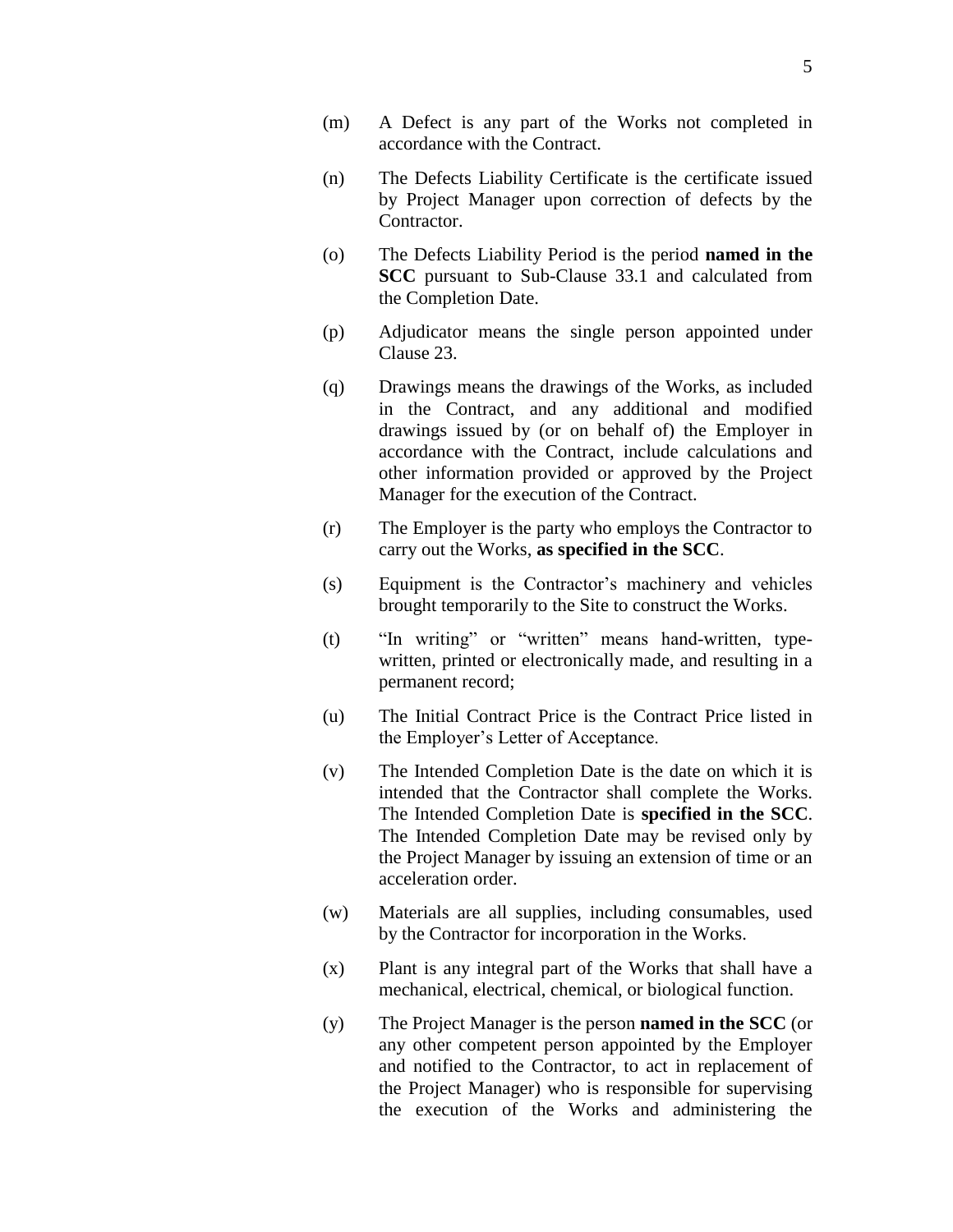(m) A Defect is any part of the Works not completed in accordance with the Contract.

(n) The Defects Liability Certificate is the certificate issued by Project Manager upon correction of defects by the Contractor.

(o) The Defects Liability Period is the period **named in the SCC** pursuant to Sub-Clause 33.1 and calculated from the Completion Date.

(p) Adjudicator means the single person appointed under Clause 23.

(q) Drawings means the drawings of the Works, as included in the Contract, and any additional and modified drawings issued by (or on behalf of) the Employer in accordance with the Contract, include calculations and other information provided or approved by the Project Manager for the execution of the Contract.

(r) The Employer is the party who employs the Contractor to carry out the Works, **as specified in the SCC**.

(s) Equipment is the Contractor's machinery and vehicles brought temporarily to the Site to construct the Works.

(t) "In writing" or "written" means hand-written, type-written, printed or electronically made, and resulting in a permanent record;

(u) The Initial Contract Price is the Contract Price listed in the Employer's Letter of Acceptance.

(v) The Intended Completion Date is the date on which it is intended that the Contractor shall complete the Works. The Intended Completion Date is **specified in the SCC**. The Intended Completion Date may be revised only by the Project Manager by issuing an extension of time or an acceleration order.

(w) Materials are all supplies, including consumables, used by the Contractor for incorporation in the Works.

(x) Plant is any integral part of the Works that shall have a mechanical, electrical, chemical, or biological function.

(y) The Project Manager is the person **named in the SCC** (or any other competent person appointed by the Employer and notified to the Contractor, to act in replacement of the Project Manager) who is responsible for supervising the execution of the Works and administering the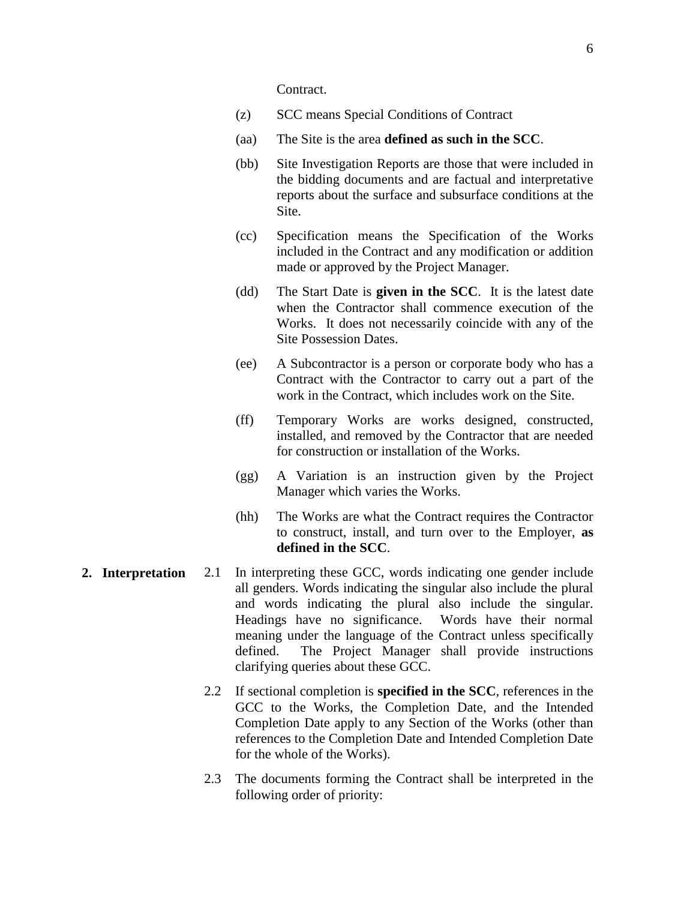Contract.

(z) SCC means Special Conditions of Contract

(aa) The Site is the area **defined as such in the SCC**.

(bb) Site Investigation Reports are those that were included in the bidding documents and are factual and interpretative reports about the surface and subsurface conditions at the Site.

(cc) Specification means the Specification of the Works included in the Contract and any modification or addition made or approved by the Project Manager.

(dd) The Start Date is **given in the SCC**. It is the latest date when the Contractor shall commence execution of the Works. It does not necessarily coincide with any of the Site Possession Dates.

(ee) A Subcontractor is a person or corporate body who has a Contract with the Contractor to carry out a part of the work in the Contract, which includes work on the Site.

(ff) Temporary Works are works designed, constructed, installed, and removed by the Contractor that are needed for construction or installation of the Works.

(gg) A Variation is an instruction given by the Project Manager which varies the Works.

(hh) The Works are what the Contract requires the Contractor to construct, install, and turn over to the Employer, **as defined in the SCC**.

**2. Interpretation**

2.1 In interpreting these GCC, words indicating one gender include all genders. Words indicating the singular also include the plural and words indicating the plural also include the singular. Headings have no significance. Words have their normal meaning under the language of the Contract unless specifically defined. The Project Manager shall provide instructions clarifying queries about these GCC.

2.2 If sectional completion is **specified in the SCC**, references in the GCC to the Works, the Completion Date, and the Intended Completion Date apply to any Section of the Works (other than references to the Completion Date and Intended Completion Date for the whole of the Works).

2.3 The documents forming the Contract shall be interpreted in the following order of priority: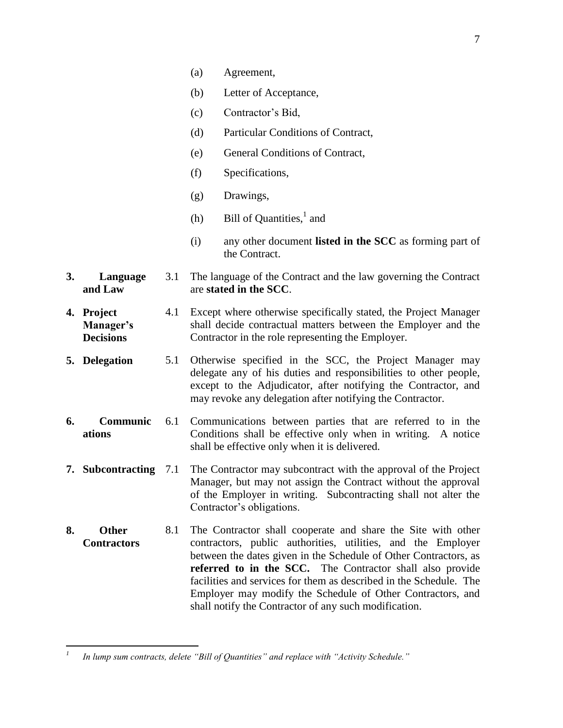(a) Agreement,

(b) Letter of Acceptance,

(c) Contractor's Bid,

(d) Particular Conditions of Contract,

(e) General Conditions of Contract,

(f) Specifications,

(g) Drawings,

(h) Bill of Quantities,[1] and

(i) any other document **listed in the SCC** as forming part of the Contract.

**3. Language and Law**

3.1 The language of the Contract and the law governing the Contract are **stated in the SCC**.

**4. Project Manager's Decisions**

4.1 Except where otherwise specifically stated, the Project Manager shall decide contractual matters between the Employer and the Contractor in the role representing the Employer.

**5. Delegation**

5.1 Otherwise specified in the SCC, the Project Manager may delegate any of his duties and responsibilities to other people, except to the Adjudicator, after notifying the Contractor, and may revoke any delegation after notifying the Contractor.

**6. Communications**

6.1 Communications between parties that are referred to in the Conditions shall be effective only when in writing. A notice shall be effective only when it is delivered.

**7. Subcontracting**

7.1 The Contractor may subcontract with the approval of the Project Manager, but may not assign the Contract without the approval of the Employer in writing. Subcontracting shall not alter the Contractor's obligations.

**8. Other Contractors**

8.1 The Contractor shall cooperate and share the Site with other contractors, public authorities, utilities, and the Employer between the dates given in the Schedule of Other Contractors, as **referred to in the SCC.** The Contractor shall also provide facilities and services for them as described in the Schedule. The Employer may modify the Schedule of Other Contractors, and shall notify the Contractor of any such modification.

---

[1] *In lump sum contracts, delete "Bill of Quantities" and replace with "Activity Schedule."*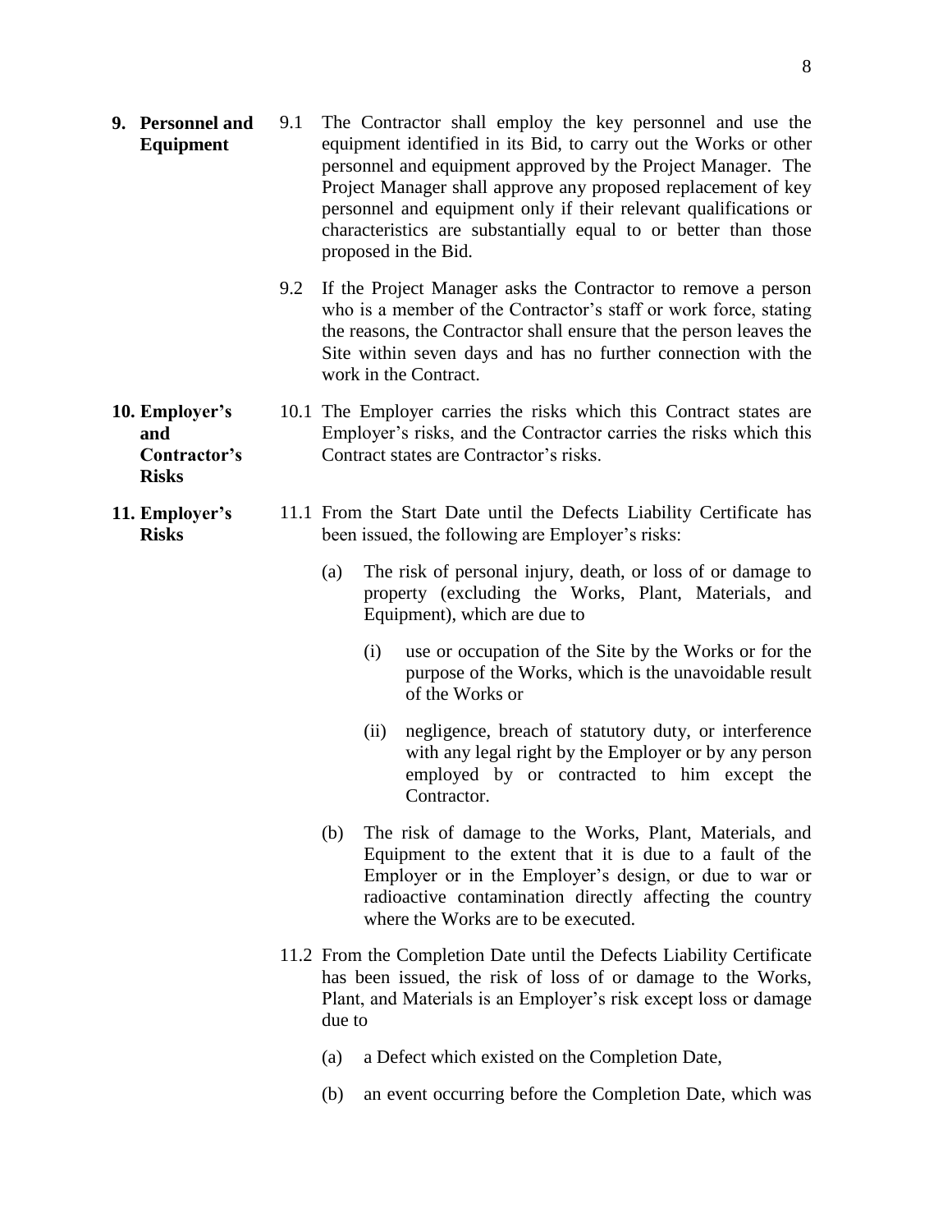**9. Personnel and Equipment**

9.1 The Contractor shall employ the key personnel and use the equipment identified in its Bid, to carry out the Works or other personnel and equipment approved by the Project Manager. The Project Manager shall approve any proposed replacement of key personnel and equipment only if their relevant qualifications or characteristics are substantially equal to or better than those proposed in the Bid.

9.2 If the Project Manager asks the Contractor to remove a person who is a member of the Contractor's staff or work force, stating the reasons, the Contractor shall ensure that the person leaves the Site within seven days and has no further connection with the work in the Contract.

**10. Employer's and Contractor's Risks**

10.1 The Employer carries the risks which this Contract states are Employer's risks, and the Contractor carries the risks which this Contract states are Contractor's risks.

**11. Employer's Risks**

11.1 From the Start Date until the Defects Liability Certificate has been issued, the following are Employer's risks:

(a) The risk of personal injury, death, or loss of or damage to property (excluding the Works, Plant, Materials, and Equipment), which are due to

(i) use or occupation of the Site by the Works or for the purpose of the Works, which is the unavoidable result of the Works or

(ii) negligence, breach of statutory duty, or interference with any legal right by the Employer or by any person employed by or contracted to him except the Contractor.

(b) The risk of damage to the Works, Plant, Materials, and Equipment to the extent that it is due to a fault of the Employer or in the Employer's design, or due to war or radioactive contamination directly affecting the country where the Works are to be executed.

11.2 From the Completion Date until the Defects Liability Certificate has been issued, the risk of loss of or damage to the Works, Plant, and Materials is an Employer's risk except loss or damage due to

(a) a Defect which existed on the Completion Date,

(b) an event occurring before the Completion Date, which was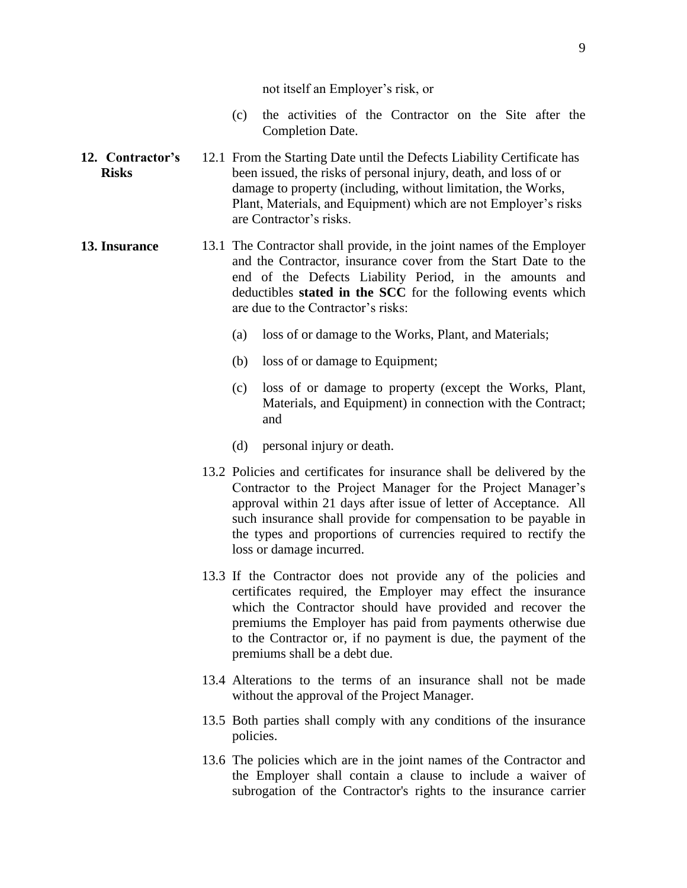not itself an Employer's risk, or

(c) the activities of the Contractor on the Site after the Completion Date.

**12. Contractor's Risks**

12.1 From the Starting Date until the Defects Liability Certificate has been issued, the risks of personal injury, death, and loss of or damage to property (including, without limitation, the Works, Plant, Materials, and Equipment) which are not Employer's risks are Contractor's risks.

**13. Insurance**

13.1 The Contractor shall provide, in the joint names of the Employer and the Contractor, insurance cover from the Start Date to the end of the Defects Liability Period, in the amounts and deductibles **stated in the SCC** for the following events which are due to the Contractor's risks:

(a) loss of or damage to the Works, Plant, and Materials;

(b) loss of or damage to Equipment;

(c) loss of or damage to property (except the Works, Plant, Materials, and Equipment) in connection with the Contract; and

(d) personal injury or death.

13.2 Policies and certificates for insurance shall be delivered by the Contractor to the Project Manager for the Project Manager's approval within 21 days after issue of letter of Acceptance. All such insurance shall provide for compensation to be payable in the types and proportions of currencies required to rectify the loss or damage incurred.

13.3 If the Contractor does not provide any of the policies and certificates required, the Employer may effect the insurance which the Contractor should have provided and recover the premiums the Employer has paid from payments otherwise due to the Contractor or, if no payment is due, the payment of the premiums shall be a debt due.

13.4 Alterations to the terms of an insurance shall not be made without the approval of the Project Manager.

13.5 Both parties shall comply with any conditions of the insurance policies.

13.6 The policies which are in the joint names of the Contractor and the Employer shall contain a clause to include a waiver of subrogation of the Contractor's rights to the insurance carrier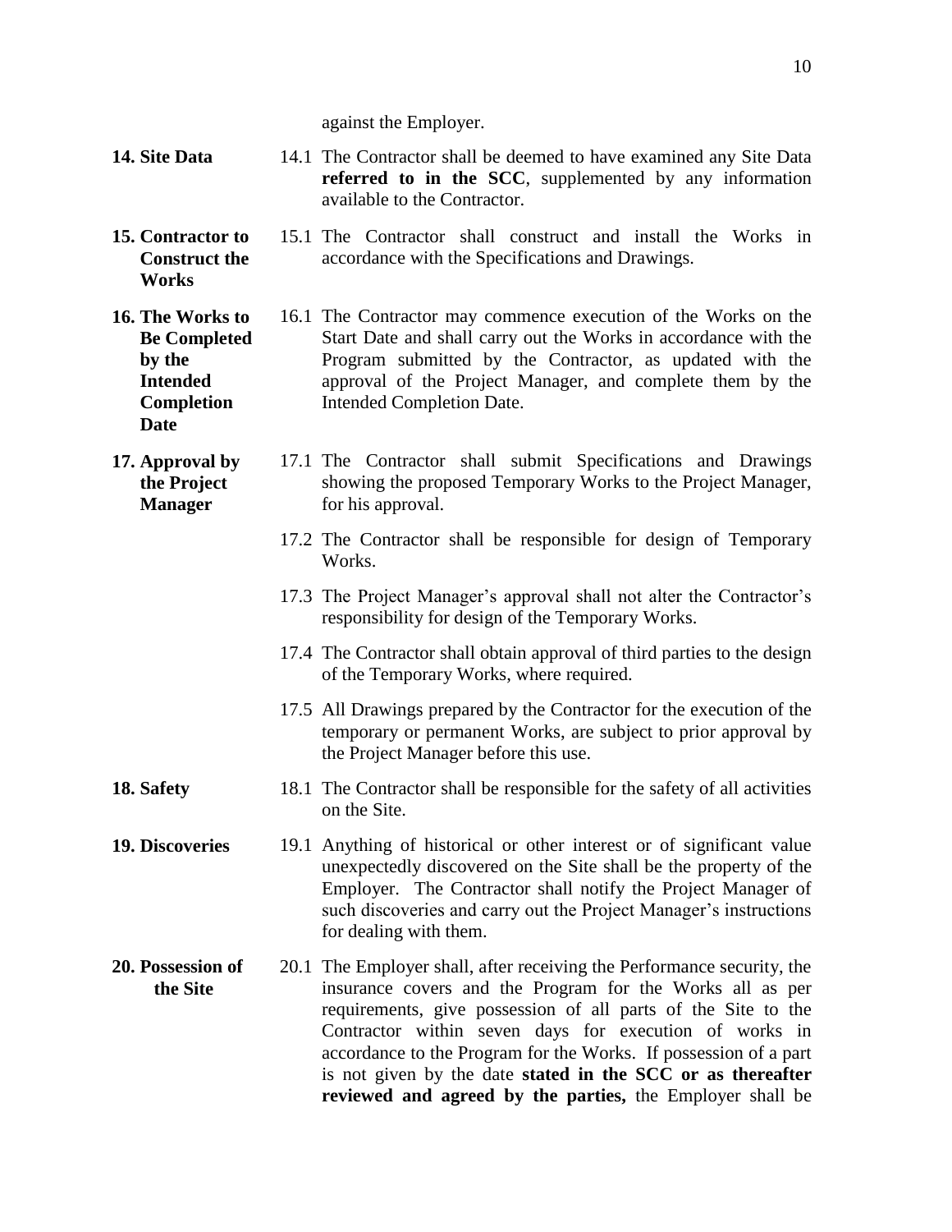against the Employer.

**14. Site Data**

14.1 The Contractor shall be deemed to have examined any Site Data **referred to in the SCC**, supplemented by any information available to the Contractor.

**15. Contractor to Construct the Works**

15.1 The Contractor shall construct and install the Works in accordance with the Specifications and Drawings.

**16. The Works to Be Completed by the Intended Completion Date**

16.1 The Contractor may commence execution of the Works on the Start Date and shall carry out the Works in accordance with the Program submitted by the Contractor, as updated with the approval of the Project Manager, and complete them by the Intended Completion Date.

**17. Approval by the Project Manager**

17.1 The Contractor shall submit Specifications and Drawings showing the proposed Temporary Works to the Project Manager, for his approval.

17.2 The Contractor shall be responsible for design of Temporary Works.

17.3 The Project Manager's approval shall not alter the Contractor's responsibility for design of the Temporary Works.

17.4 The Contractor shall obtain approval of third parties to the design of the Temporary Works, where required.

17.5 All Drawings prepared by the Contractor for the execution of the temporary or permanent Works, are subject to prior approval by the Project Manager before this use.

**18. Safety**

18.1 The Contractor shall be responsible for the safety of all activities on the Site.

**19. Discoveries**

19.1 Anything of historical or other interest or of significant value unexpectedly discovered on the Site shall be the property of the Employer. The Contractor shall notify the Project Manager of such discoveries and carry out the Project Manager's instructions for dealing with them.

**20. Possession of the Site**

20.1 The Employer shall, after receiving the Performance security, the insurance covers and the Program for the Works all as per requirements, give possession of all parts of the Site to the Contractor within seven days for execution of works in accordance to the Program for the Works. If possession of a part is not given by the date **stated in the SCC or as thereafter reviewed and agreed by the parties,** the Employer shall be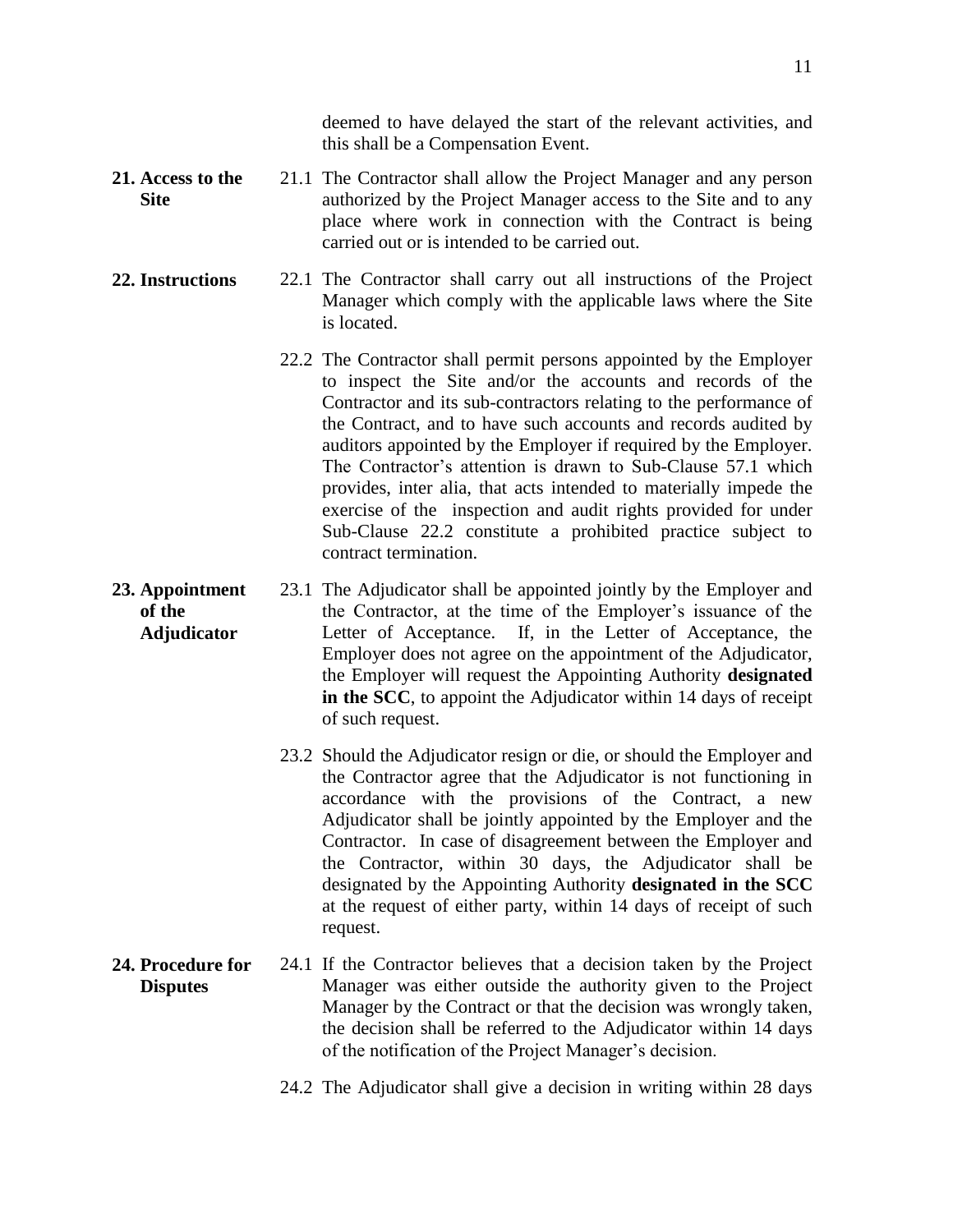deemed to have delayed the start of the relevant activities, and this shall be a Compensation Event.

**21. Access to the Site**

21.1 The Contractor shall allow the Project Manager and any person authorized by the Project Manager access to the Site and to any place where work in connection with the Contract is being carried out or is intended to be carried out.

**22. Instructions**

22.1 The Contractor shall carry out all instructions of the Project Manager which comply with the applicable laws where the Site is located.

22.2 The Contractor shall permit persons appointed by the Employer to inspect the Site and/or the accounts and records of the Contractor and its sub-contractors relating to the performance of the Contract, and to have such accounts and records audited by auditors appointed by the Employer if required by the Employer. The Contractor's attention is drawn to Sub-Clause 57.1 which provides, inter alia, that acts intended to materially impede the exercise of the inspection and audit rights provided for under Sub-Clause 22.2 constitute a prohibited practice subject to contract termination.

**23. Appointment of the Adjudicator**

23.1 The Adjudicator shall be appointed jointly by the Employer and the Contractor, at the time of the Employer's issuance of the Letter of Acceptance. If, in the Letter of Acceptance, the Employer does not agree on the appointment of the Adjudicator, the Employer will request the Appointing Authority **designated in the SCC**, to appoint the Adjudicator within 14 days of receipt of such request.

23.2 Should the Adjudicator resign or die, or should the Employer and the Contractor agree that the Adjudicator is not functioning in accordance with the provisions of the Contract, a new Adjudicator shall be jointly appointed by the Employer and the Contractor. In case of disagreement between the Employer and the Contractor, within 30 days, the Adjudicator shall be designated by the Appointing Authority **designated in the SCC** at the request of either party, within 14 days of receipt of such request.

**24. Procedure for Disputes**

24.1 If the Contractor believes that a decision taken by the Project Manager was either outside the authority given to the Project Manager by the Contract or that the decision was wrongly taken, the decision shall be referred to the Adjudicator within 14 days of the notification of the Project Manager's decision.

24.2 The Adjudicator shall give a decision in writing within 28 days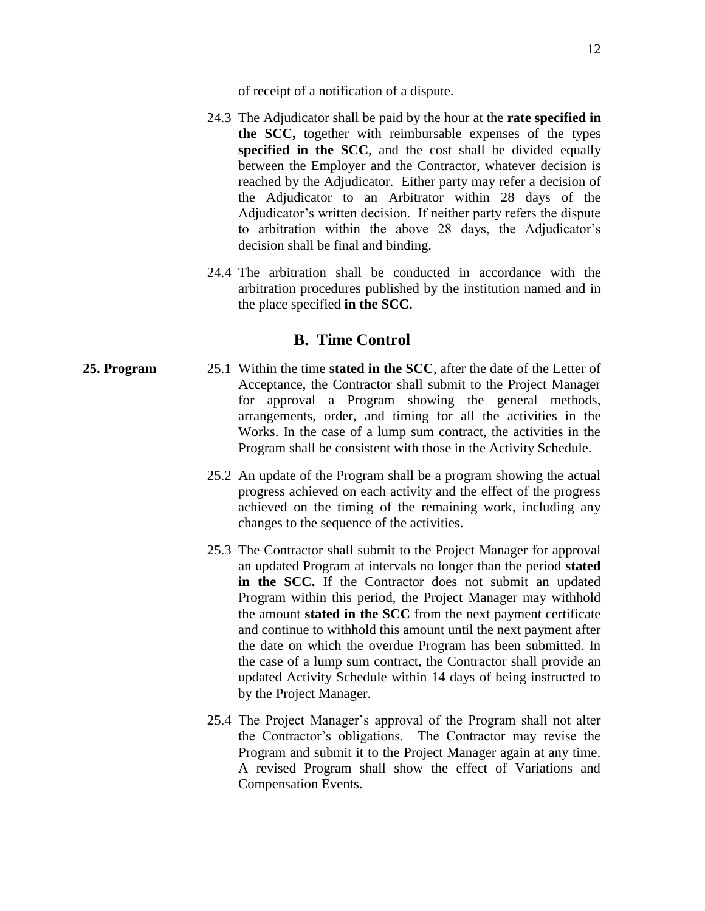of receipt of a notification of a dispute.

24.3 The Adjudicator shall be paid by the hour at the **rate specified in the SCC,** together with reimbursable expenses of the types **specified in the SCC**, and the cost shall be divided equally between the Employer and the Contractor, whatever decision is reached by the Adjudicator. Either party may refer a decision of the Adjudicator to an Arbitrator within 28 days of the Adjudicator's written decision. If neither party refers the dispute to arbitration within the above 28 days, the Adjudicator's decision shall be final and binding.

24.4 The arbitration shall be conducted in accordance with the arbitration procedures published by the institution named and in the place specified **in the SCC.**

## B. Time Control

**25. Program**

25.1 Within the time **stated in the SCC**, after the date of the Letter of Acceptance, the Contractor shall submit to the Project Manager for approval a Program showing the general methods, arrangements, order, and timing for all the activities in the Works. In the case of a lump sum contract, the activities in the Program shall be consistent with those in the Activity Schedule.

25.2 An update of the Program shall be a program showing the actual progress achieved on each activity and the effect of the progress achieved on the timing of the remaining work, including any changes to the sequence of the activities.

25.3 The Contractor shall submit to the Project Manager for approval an updated Program at intervals no longer than the period **stated in the SCC.** If the Contractor does not submit an updated Program within this period, the Project Manager may withhold the amount **stated in the SCC** from the next payment certificate and continue to withhold this amount until the next payment after the date on which the overdue Program has been submitted. In the case of a lump sum contract, the Contractor shall provide an updated Activity Schedule within 14 days of being instructed to by the Project Manager.

25.4 The Project Manager's approval of the Program shall not alter the Contractor's obligations. The Contractor may revise the Program and submit it to the Project Manager again at any time. A revised Program shall show the effect of Variations and Compensation Events.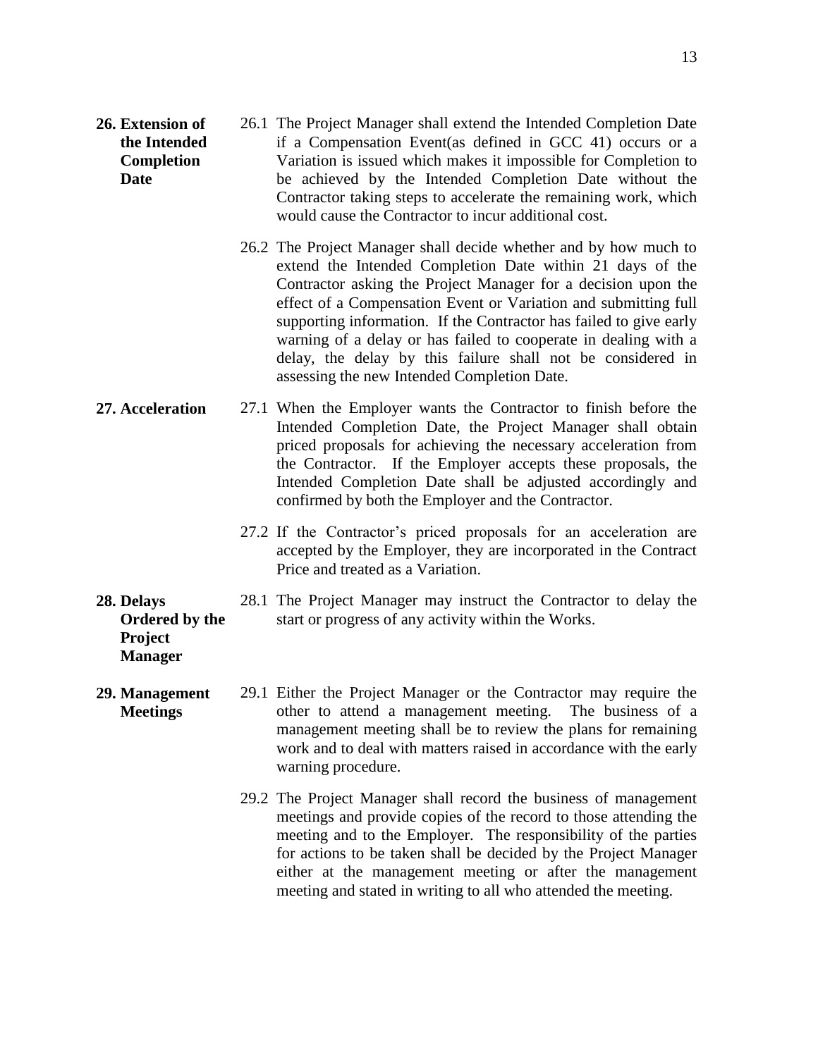**26. Extension of the Intended Completion Date**

26.1 The Project Manager shall extend the Intended Completion Date if a Compensation Event(as defined in GCC 41) occurs or a Variation is issued which makes it impossible for Completion to be achieved by the Intended Completion Date without the Contractor taking steps to accelerate the remaining work, which would cause the Contractor to incur additional cost.

26.2 The Project Manager shall decide whether and by how much to extend the Intended Completion Date within 21 days of the Contractor asking the Project Manager for a decision upon the effect of a Compensation Event or Variation and submitting full supporting information. If the Contractor has failed to give early warning of a delay or has failed to cooperate in dealing with a delay, the delay by this failure shall not be considered in assessing the new Intended Completion Date.

**27. Acceleration**

27.1 When the Employer wants the Contractor to finish before the Intended Completion Date, the Project Manager shall obtain priced proposals for achieving the necessary acceleration from the Contractor. If the Employer accepts these proposals, the Intended Completion Date shall be adjusted accordingly and confirmed by both the Employer and the Contractor.

27.2 If the Contractor's priced proposals for an acceleration are accepted by the Employer, they are incorporated in the Contract Price and treated as a Variation.

**28. Delays Ordered by the Project Manager**

28.1 The Project Manager may instruct the Contractor to delay the start or progress of any activity within the Works.

**29. Management Meetings**

29.1 Either the Project Manager or the Contractor may require the other to attend a management meeting. The business of a management meeting shall be to review the plans for remaining work and to deal with matters raised in accordance with the early warning procedure.

29.2 The Project Manager shall record the business of management meetings and provide copies of the record to those attending the meeting and to the Employer. The responsibility of the parties for actions to be taken shall be decided by the Project Manager either at the management meeting or after the management meeting and stated in writing to all who attended the meeting.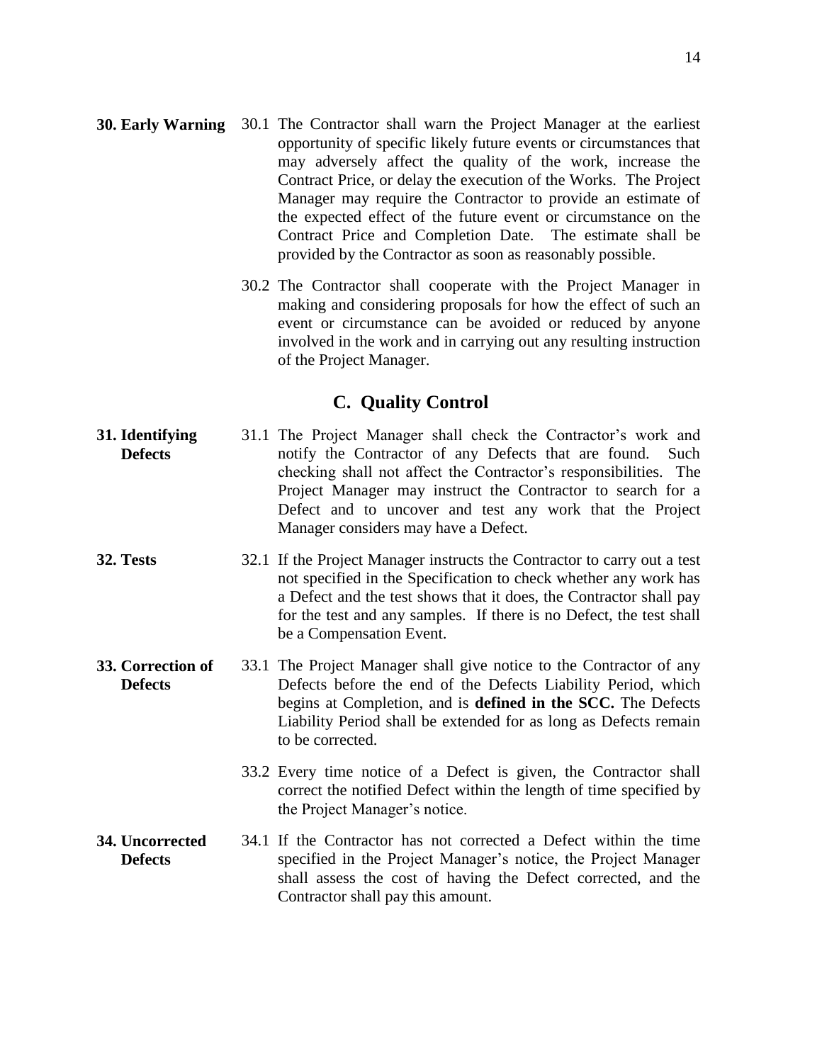**30. Early Warning**

30.1 The Contractor shall warn the Project Manager at the earliest opportunity of specific likely future events or circumstances that may adversely affect the quality of the work, increase the Contract Price, or delay the execution of the Works. The Project Manager may require the Contractor to provide an estimate of the expected effect of the future event or circumstance on the Contract Price and Completion Date. The estimate shall be provided by the Contractor as soon as reasonably possible.

30.2 The Contractor shall cooperate with the Project Manager in making and considering proposals for how the effect of such an event or circumstance can be avoided or reduced by anyone involved in the work and in carrying out any resulting instruction of the Project Manager.

## C. Quality Control

**31. Identifying Defects**

31.1 The Project Manager shall check the Contractor's work and notify the Contractor of any Defects that are found. Such checking shall not affect the Contractor's responsibilities. The Project Manager may instruct the Contractor to search for a Defect and to uncover and test any work that the Project Manager considers may have a Defect.

**32. Tests**

32.1 If the Project Manager instructs the Contractor to carry out a test not specified in the Specification to check whether any work has a Defect and the test shows that it does, the Contractor shall pay for the test and any samples. If there is no Defect, the test shall be a Compensation Event.

**33. Correction of Defects**

33.1 The Project Manager shall give notice to the Contractor of any Defects before the end of the Defects Liability Period, which begins at Completion, and is **defined in the SCC.** The Defects Liability Period shall be extended for as long as Defects remain to be corrected.

33.2 Every time notice of a Defect is given, the Contractor shall correct the notified Defect within the length of time specified by the Project Manager's notice.

**34. Uncorrected Defects**

34.1 If the Contractor has not corrected a Defect within the time specified in the Project Manager's notice, the Project Manager shall assess the cost of having the Defect corrected, and the Contractor shall pay this amount.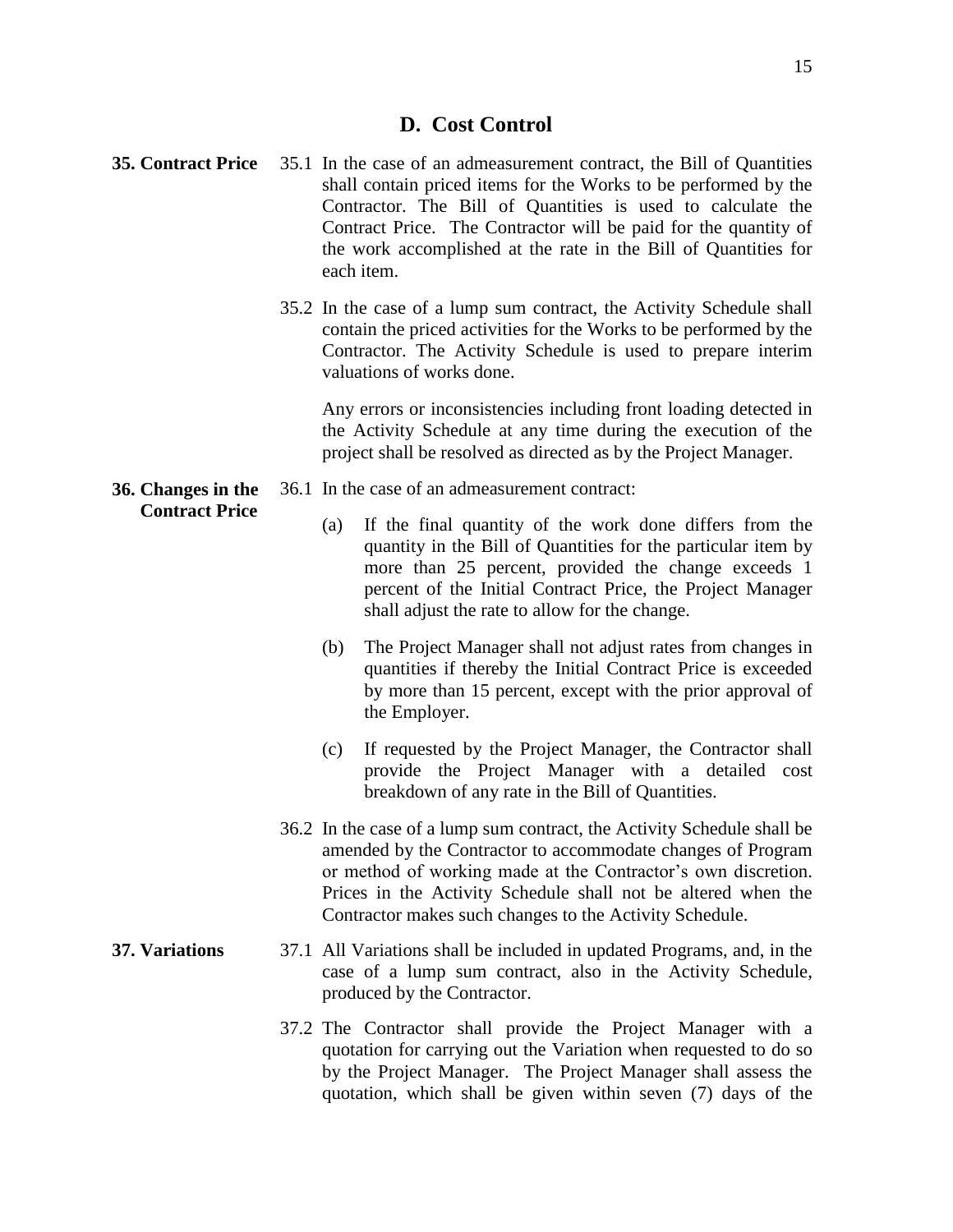## D. Cost Control

**35. Contract Price**

35.1 In the case of an admeasurement contract, the Bill of Quantities shall contain priced items for the Works to be performed by the Contractor. The Bill of Quantities is used to calculate the Contract Price. The Contractor will be paid for the quantity of the work accomplished at the rate in the Bill of Quantities for each item.

35.2 In the case of a lump sum contract, the Activity Schedule shall contain the priced activities for the Works to be performed by the Contractor. The Activity Schedule is used to prepare interim valuations of works done.

Any errors or inconsistencies including front loading detected in the Activity Schedule at any time during the execution of the project shall be resolved as directed as by the Project Manager.

**36. Changes in the Contract Price**

36.1 In the case of an admeasurement contract:

(a) If the final quantity of the work done differs from the quantity in the Bill of Quantities for the particular item by more than 25 percent, provided the change exceeds 1 percent of the Initial Contract Price, the Project Manager shall adjust the rate to allow for the change.

(b) The Project Manager shall not adjust rates from changes in quantities if thereby the Initial Contract Price is exceeded by more than 15 percent, except with the prior approval of the Employer.

(c) If requested by the Project Manager, the Contractor shall provide the Project Manager with a detailed cost breakdown of any rate in the Bill of Quantities.

36.2 In the case of a lump sum contract, the Activity Schedule shall be amended by the Contractor to accommodate changes of Program or method of working made at the Contractor's own discretion. Prices in the Activity Schedule shall not be altered when the Contractor makes such changes to the Activity Schedule.

**37. Variations**

37.1 All Variations shall be included in updated Programs, and, in the case of a lump sum contract, also in the Activity Schedule, produced by the Contractor.

37.2 The Contractor shall provide the Project Manager with a quotation for carrying out the Variation when requested to do so by the Project Manager. The Project Manager shall assess the quotation, which shall be given within seven (7) days of the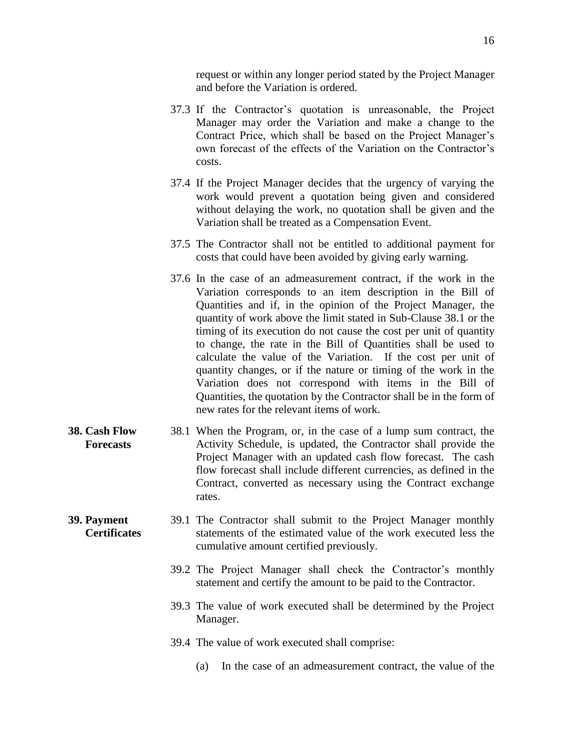request or within any longer period stated by the Project Manager and before the Variation is ordered.

37.3 If the Contractor's quotation is unreasonable, the Project Manager may order the Variation and make a change to the Contract Price, which shall be based on the Project Manager's own forecast of the effects of the Variation on the Contractor's costs.

37.4 If the Project Manager decides that the urgency of varying the work would prevent a quotation being given and considered without delaying the work, no quotation shall be given and the Variation shall be treated as a Compensation Event.

37.5 The Contractor shall not be entitled to additional payment for costs that could have been avoided by giving early warning.

37.6 In the case of an admeasurement contract, if the work in the Variation corresponds to an item description in the Bill of Quantities and if, in the opinion of the Project Manager, the quantity of work above the limit stated in Sub-Clause 38.1 or the timing of its execution do not cause the cost per unit of quantity to change, the rate in the Bill of Quantities shall be used to calculate the value of the Variation. If the cost per unit of quantity changes, or if the nature or timing of the work in the Variation does not correspond with items in the Bill of Quantities, the quotation by the Contractor shall be in the form of new rates for the relevant items of work.

**38. Cash Flow Forecasts**

38.1 When the Program, or, in the case of a lump sum contract, the Activity Schedule, is updated, the Contractor shall provide the Project Manager with an updated cash flow forecast. The cash flow forecast shall include different currencies, as defined in the Contract, converted as necessary using the Contract exchange rates.

**39. Payment Certificates**

39.1 The Contractor shall submit to the Project Manager monthly statements of the estimated value of the work executed less the cumulative amount certified previously.

39.2 The Project Manager shall check the Contractor's monthly statement and certify the amount to be paid to the Contractor.

39.3 The value of work executed shall be determined by the Project Manager.

39.4 The value of work executed shall comprise:

(a) In the case of an admeasurement contract, the value of the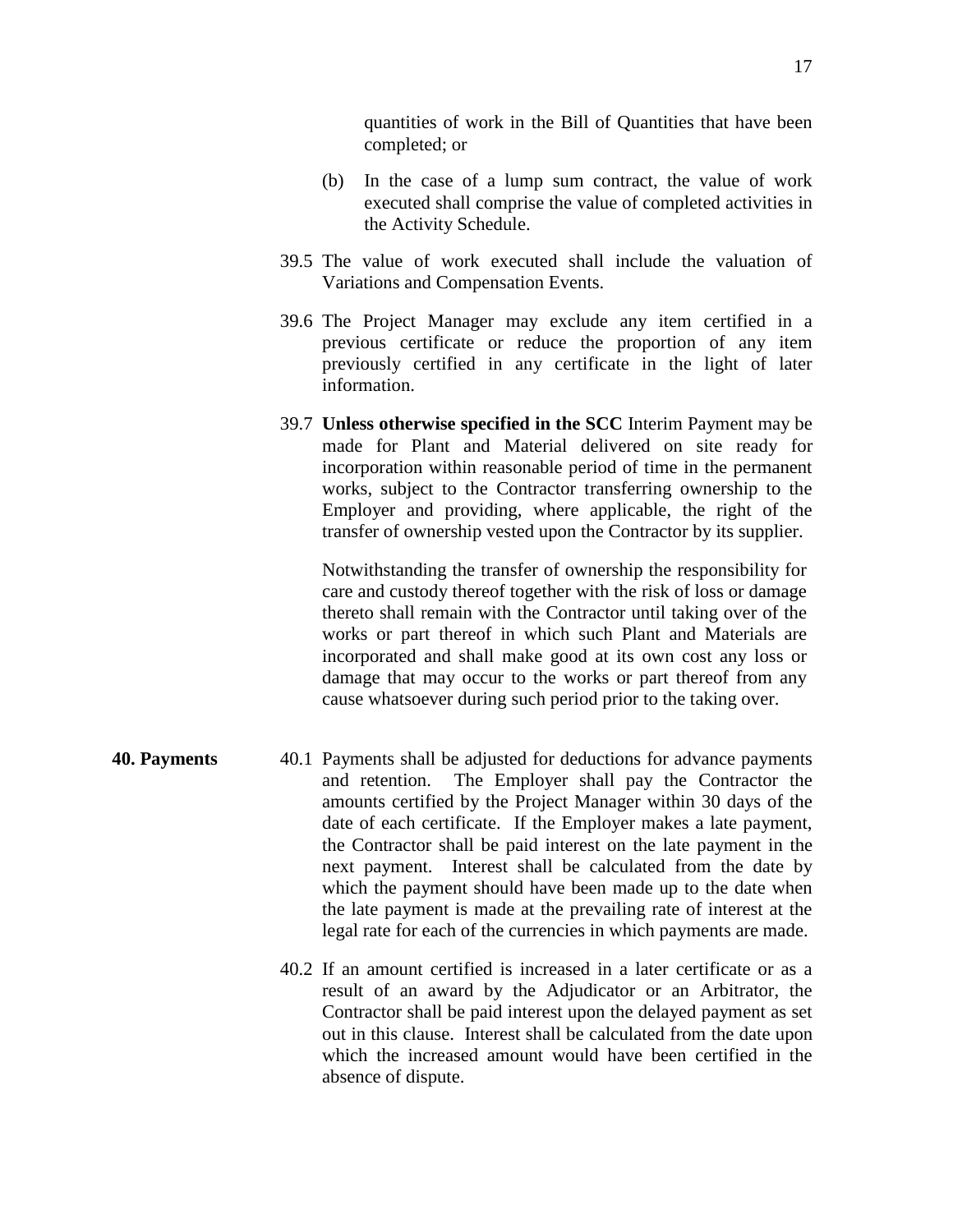quantities of work in the Bill of Quantities that have been completed; or

(b) In the case of a lump sum contract, the value of work executed shall comprise the value of completed activities in the Activity Schedule.

39.5 The value of work executed shall include the valuation of Variations and Compensation Events.

39.6 The Project Manager may exclude any item certified in a previous certificate or reduce the proportion of any item previously certified in any certificate in the light of later information.

39.7 **Unless otherwise specified in the SCC** Interim Payment may be made for Plant and Material delivered on site ready for incorporation within reasonable period of time in the permanent works, subject to the Contractor transferring ownership to the Employer and providing, where applicable, the right of the transfer of ownership vested upon the Contractor by its supplier.

Notwithstanding the transfer of ownership the responsibility for care and custody thereof together with the risk of loss or damage thereto shall remain with the Contractor until taking over of the works or part thereof in which such Plant and Materials are incorporated and shall make good at its own cost any loss or damage that may occur to the works or part thereof from any cause whatsoever during such period prior to the taking over.

**40. Payments**

40.1 Payments shall be adjusted for deductions for advance payments and retention. The Employer shall pay the Contractor the amounts certified by the Project Manager within 30 days of the date of each certificate. If the Employer makes a late payment, the Contractor shall be paid interest on the late payment in the next payment. Interest shall be calculated from the date by which the payment should have been made up to the date when the late payment is made at the prevailing rate of interest at the legal rate for each of the currencies in which payments are made.

40.2 If an amount certified is increased in a later certificate or as a result of an award by the Adjudicator or an Arbitrator, the Contractor shall be paid interest upon the delayed payment as set out in this clause. Interest shall be calculated from the date upon which the increased amount would have been certified in the absence of dispute.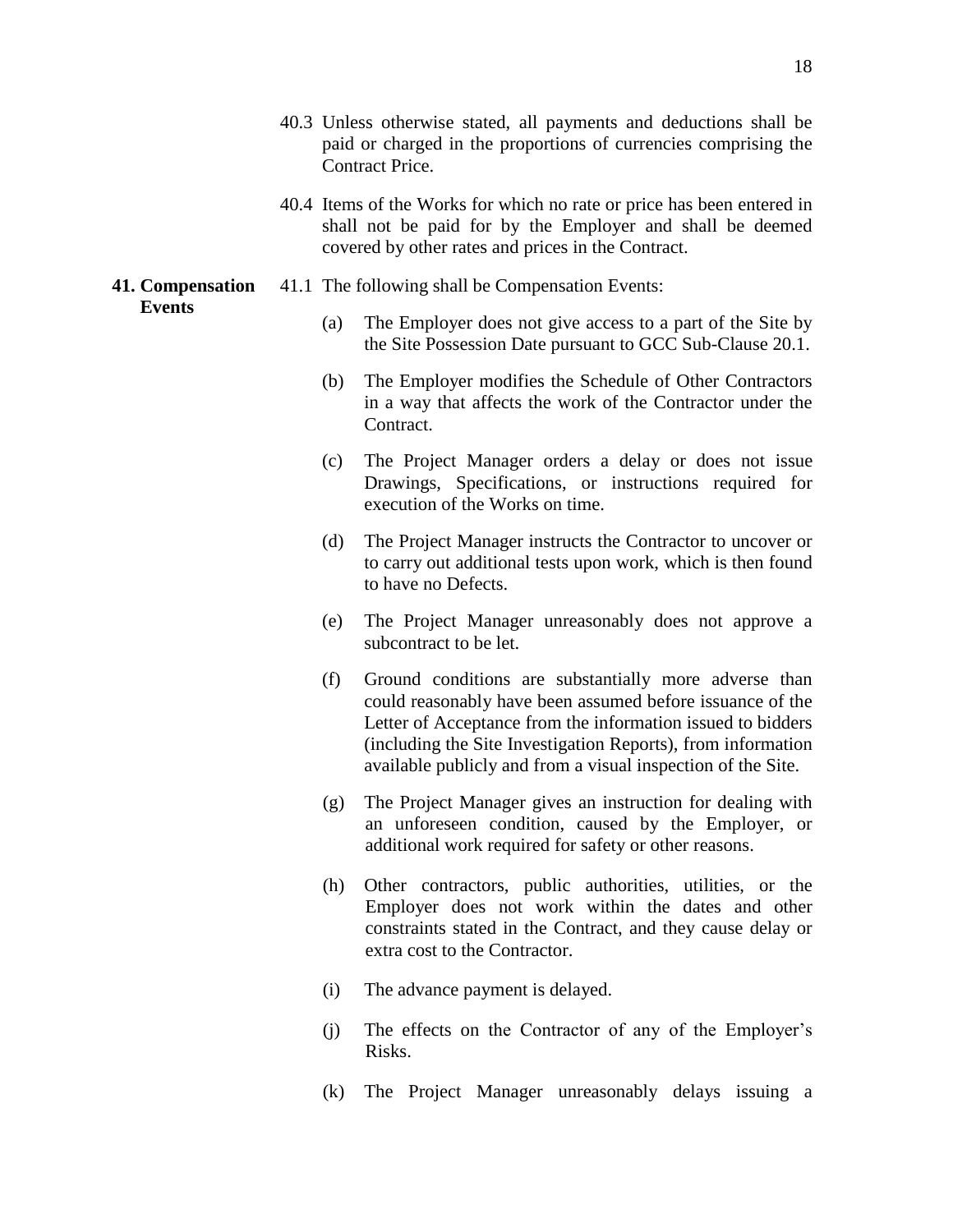40.3 Unless otherwise stated, all payments and deductions shall be paid or charged in the proportions of currencies comprising the Contract Price.

40.4 Items of the Works for which no rate or price has been entered in shall not be paid for by the Employer and shall be deemed covered by other rates and prices in the Contract.

**41. Compensation Events**

41.1 The following shall be Compensation Events:

(a) The Employer does not give access to a part of the Site by the Site Possession Date pursuant to GCC Sub-Clause 20.1.

(b) The Employer modifies the Schedule of Other Contractors in a way that affects the work of the Contractor under the Contract.

(c) The Project Manager orders a delay or does not issue Drawings, Specifications, or instructions required for execution of the Works on time.

(d) The Project Manager instructs the Contractor to uncover or to carry out additional tests upon work, which is then found to have no Defects.

(e) The Project Manager unreasonably does not approve a subcontract to be let.

(f) Ground conditions are substantially more adverse than could reasonably have been assumed before issuance of the Letter of Acceptance from the information issued to bidders (including the Site Investigation Reports), from information available publicly and from a visual inspection of the Site.

(g) The Project Manager gives an instruction for dealing with an unforeseen condition, caused by the Employer, or additional work required for safety or other reasons.

(h) Other contractors, public authorities, utilities, or the Employer does not work within the dates and other constraints stated in the Contract, and they cause delay or extra cost to the Contractor.

(i) The advance payment is delayed.

(j) The effects on the Contractor of any of the Employer's Risks.

(k) The Project Manager unreasonably delays issuing a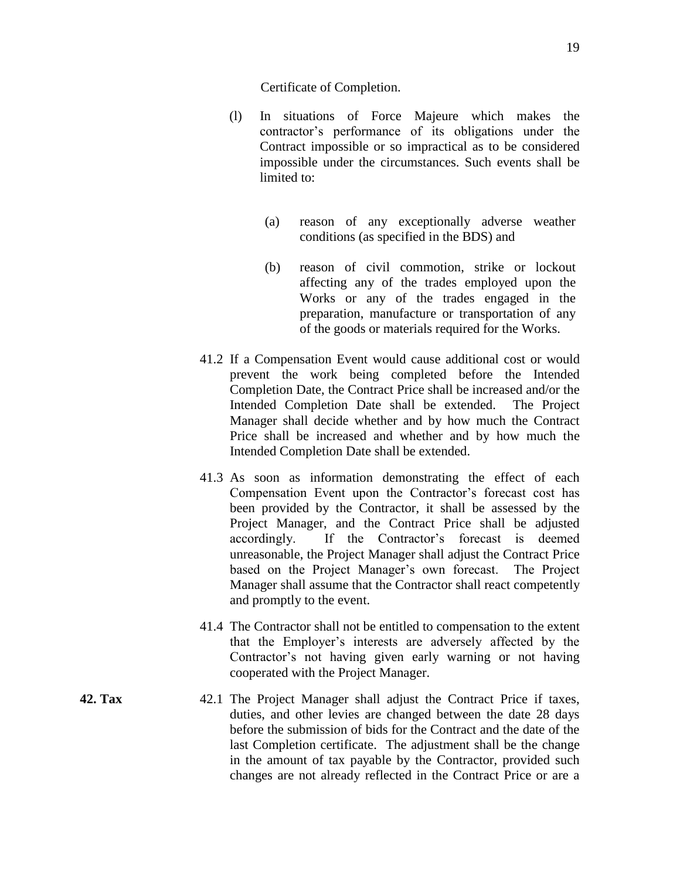Certificate of Completion.

(l) In situations of Force Majeure which makes the contractor's performance of its obligations under the Contract impossible or so impractical as to be considered impossible under the circumstances. Such events shall be limited to:

  (a) reason of any exceptionally adverse weather conditions (as specified in the BDS) and

  (b) reason of civil commotion, strike or lockout affecting any of the trades employed upon the Works or any of the trades engaged in the preparation, manufacture or transportation of any of the goods or materials required for the Works.

41.2 If a Compensation Event would cause additional cost or would prevent the work being completed before the Intended Completion Date, the Contract Price shall be increased and/or the Intended Completion Date shall be extended. The Project Manager shall decide whether and by how much the Contract Price shall be increased and whether and by how much the Intended Completion Date shall be extended.

41.3 As soon as information demonstrating the effect of each Compensation Event upon the Contractor's forecast cost has been provided by the Contractor, it shall be assessed by the Project Manager, and the Contract Price shall be adjusted accordingly. If the Contractor's forecast is deemed unreasonable, the Project Manager shall adjust the Contract Price based on the Project Manager's own forecast. The Project Manager shall assume that the Contractor shall react competently and promptly to the event.

41.4 The Contractor shall not be entitled to compensation to the extent that the Employer's interests are adversely affected by the Contractor's not having given early warning or not having cooperated with the Project Manager.

**42. Tax**

42.1 The Project Manager shall adjust the Contract Price if taxes, duties, and other levies are changed between the date 28 days before the submission of bids for the Contract and the date of the last Completion certificate. The adjustment shall be the change in the amount of tax payable by the Contractor, provided such changes are not already reflected in the Contract Price or are a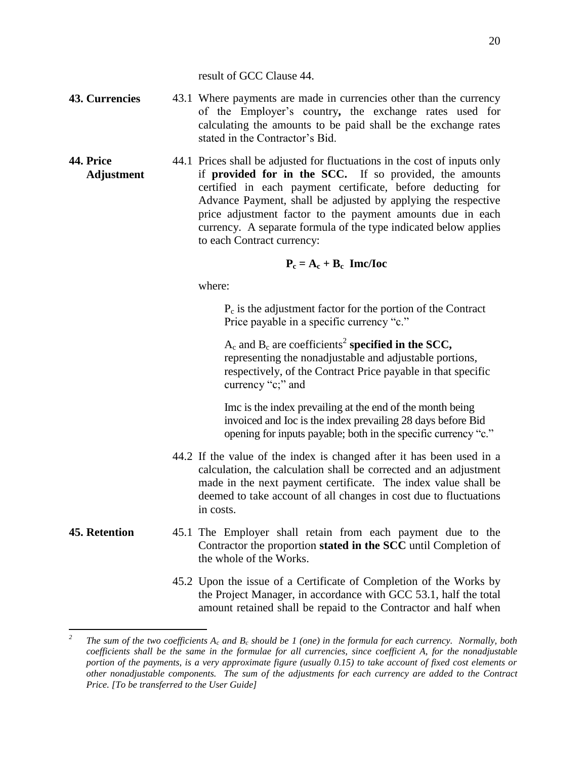result of GCC Clause 44.

**43. Currencies**

43.1 Where payments are made in currencies other than the currency of the Employer's country**,** the exchange rates used for calculating the amounts to be paid shall be the exchange rates stated in the Contractor's Bid.

**44. Price Adjustment**

44.1 Prices shall be adjusted for fluctuations in the cost of inputs only if **provided for in the SCC.** If so provided, the amounts certified in each payment certificate, before deducting for Advance Payment, shall be adjusted by applying the respective price adjustment factor to the payment amounts due in each currency. A separate formula of the type indicated below applies to each Contract currency:

$$P_c = A_c + B_c \ \ Imc/Ioc$$

where:

$P_c$ is the adjustment factor for the portion of the Contract Price payable in a specific currency "c."

$A_c$ and $B_c$ are coefficients[2] **specified in the SCC,** representing the nonadjustable and adjustable portions, respectively, of the Contract Price payable in that specific currency "c;" and

Imc is the index prevailing at the end of the month being invoiced and Ioc is the index prevailing 28 days before Bid opening for inputs payable; both in the specific currency "c."

44.2 If the value of the index is changed after it has been used in a calculation, the calculation shall be corrected and an adjustment made in the next payment certificate. The index value shall be deemed to take account of all changes in cost due to fluctuations in costs.

**45. Retention**

45.1 The Employer shall retain from each payment due to the Contractor the proportion **stated in the SCC** until Completion of the whole of the Works.

45.2 Upon the issue of a Certificate of Completion of the Works by the Project Manager, in accordance with GCC 53.1, half the total amount retained shall be repaid to the Contractor and half when

---

[2] *The sum of the two coefficients $A_c$ and $B_c$ should be 1 (one) in the formula for each currency. Normally, both coefficients shall be the same in the formulae for all currencies, since coefficient A, for the nonadjustable portion of the payments, is a very approximate figure (usually 0.15) to take account of fixed cost elements or other nonadjustable components. The sum of the adjustments for each currency are added to the Contract Price. [To be transferred to the User Guide]*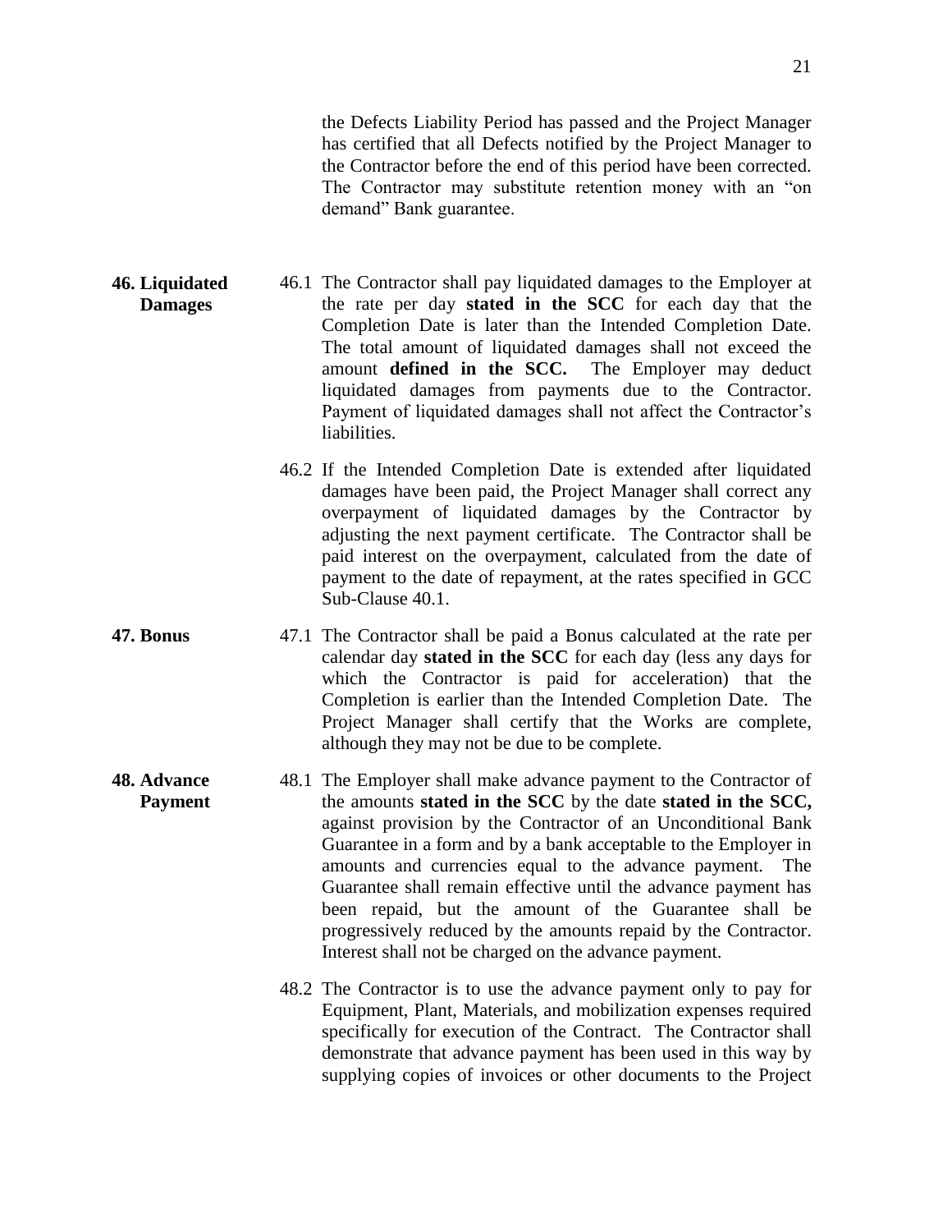the Defects Liability Period has passed and the Project Manager has certified that all Defects notified by the Project Manager to the Contractor before the end of this period have been corrected. The Contractor may substitute retention money with an "on demand" Bank guarantee.

**46. Liquidated Damages**

46.1 The Contractor shall pay liquidated damages to the Employer at the rate per day **stated in the SCC** for each day that the Completion Date is later than the Intended Completion Date. The total amount of liquidated damages shall not exceed the amount **defined in the SCC.** The Employer may deduct liquidated damages from payments due to the Contractor. Payment of liquidated damages shall not affect the Contractor's liabilities.

46.2 If the Intended Completion Date is extended after liquidated damages have been paid, the Project Manager shall correct any overpayment of liquidated damages by the Contractor by adjusting the next payment certificate. The Contractor shall be paid interest on the overpayment, calculated from the date of payment to the date of repayment, at the rates specified in GCC Sub-Clause 40.1.

**47. Bonus**

47.1 The Contractor shall be paid a Bonus calculated at the rate per calendar day **stated in the SCC** for each day (less any days for which the Contractor is paid for acceleration) that the Completion is earlier than the Intended Completion Date. The Project Manager shall certify that the Works are complete, although they may not be due to be complete.

**48. Advance Payment**

48.1 The Employer shall make advance payment to the Contractor of the amounts **stated in the SCC** by the date **stated in the SCC,** against provision by the Contractor of an Unconditional Bank Guarantee in a form and by a bank acceptable to the Employer in amounts and currencies equal to the advance payment. The Guarantee shall remain effective until the advance payment has been repaid, but the amount of the Guarantee shall be progressively reduced by the amounts repaid by the Contractor. Interest shall not be charged on the advance payment.

48.2 The Contractor is to use the advance payment only to pay for Equipment, Plant, Materials, and mobilization expenses required specifically for execution of the Contract. The Contractor shall demonstrate that advance payment has been used in this way by supplying copies of invoices or other documents to the Project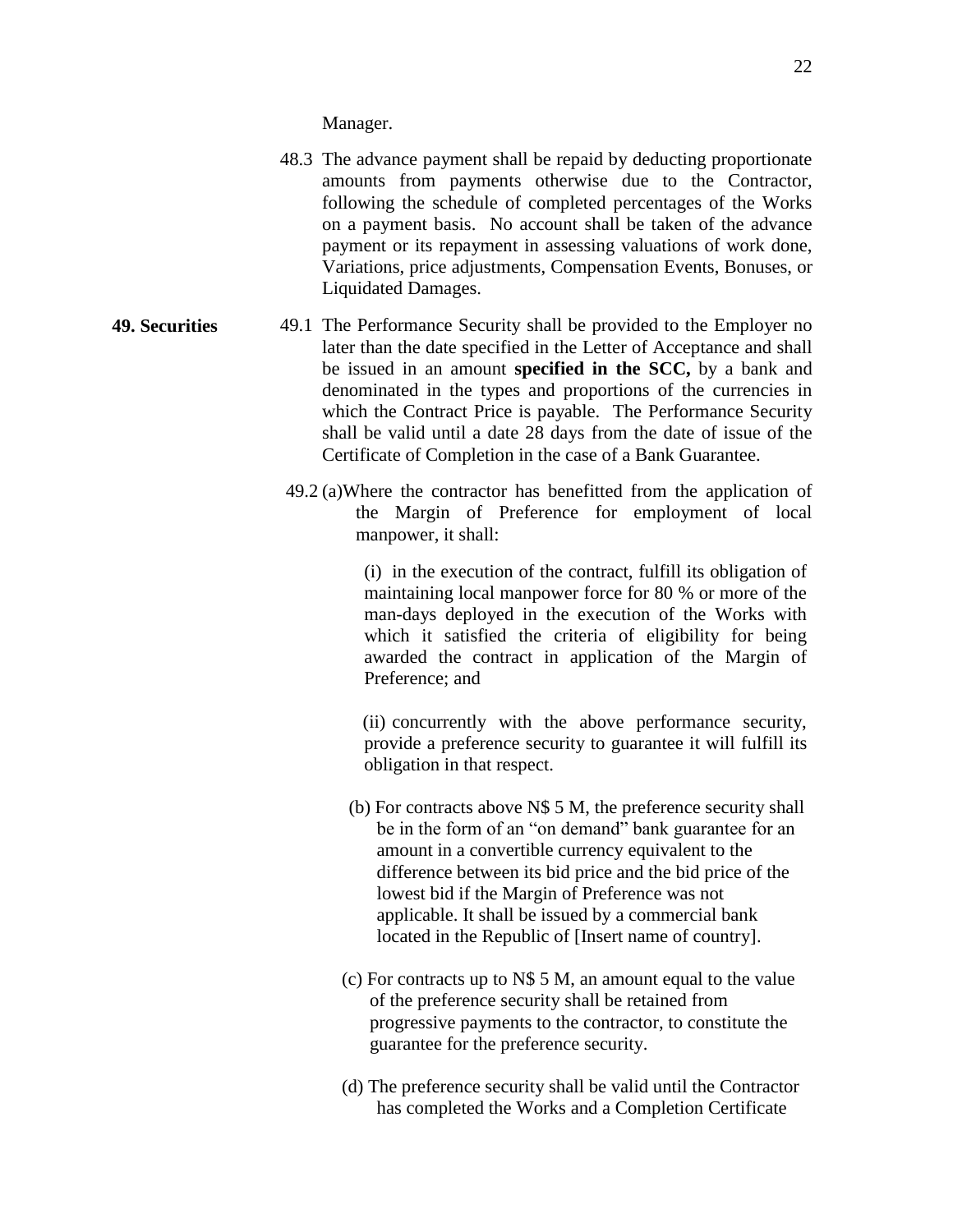Manager.

48.3 The advance payment shall be repaid by deducting proportionate amounts from payments otherwise due to the Contractor, following the schedule of completed percentages of the Works on a payment basis. No account shall be taken of the advance payment or its repayment in assessing valuations of work done, Variations, price adjustments, Compensation Events, Bonuses, or Liquidated Damages.

**49. Securities**

49.1 The Performance Security shall be provided to the Employer no later than the date specified in the Letter of Acceptance and shall be issued in an amount **specified in the SCC,** by a bank and denominated in the types and proportions of the currencies in which the Contract Price is payable. The Performance Security shall be valid until a date 28 days from the date of issue of the Certificate of Completion in the case of a Bank Guarantee.

49.2 (a)Where the contractor has benefitted from the application of the Margin of Preference for employment of local manpower, it shall:

(i) in the execution of the contract, fulfill its obligation of maintaining local manpower force for 80 % or more of the man-days deployed in the execution of the Works with which it satisfied the criteria of eligibility for being awarded the contract in application of the Margin of Preference; and

(ii) concurrently with the above performance security, provide a preference security to guarantee it will fulfill its obligation in that respect.

(b) For contracts above N$ 5 M, the preference security shall be in the form of an "on demand" bank guarantee for an amount in a convertible currency equivalent to the difference between its bid price and the bid price of the lowest bid if the Margin of Preference was not applicable. It shall be issued by a commercial bank located in the Republic of [Insert name of country].

(c) For contracts up to N$ 5 M, an amount equal to the value of the preference security shall be retained from progressive payments to the contractor, to constitute the guarantee for the preference security.

(d) The preference security shall be valid until the Contractor has completed the Works and a Completion Certificate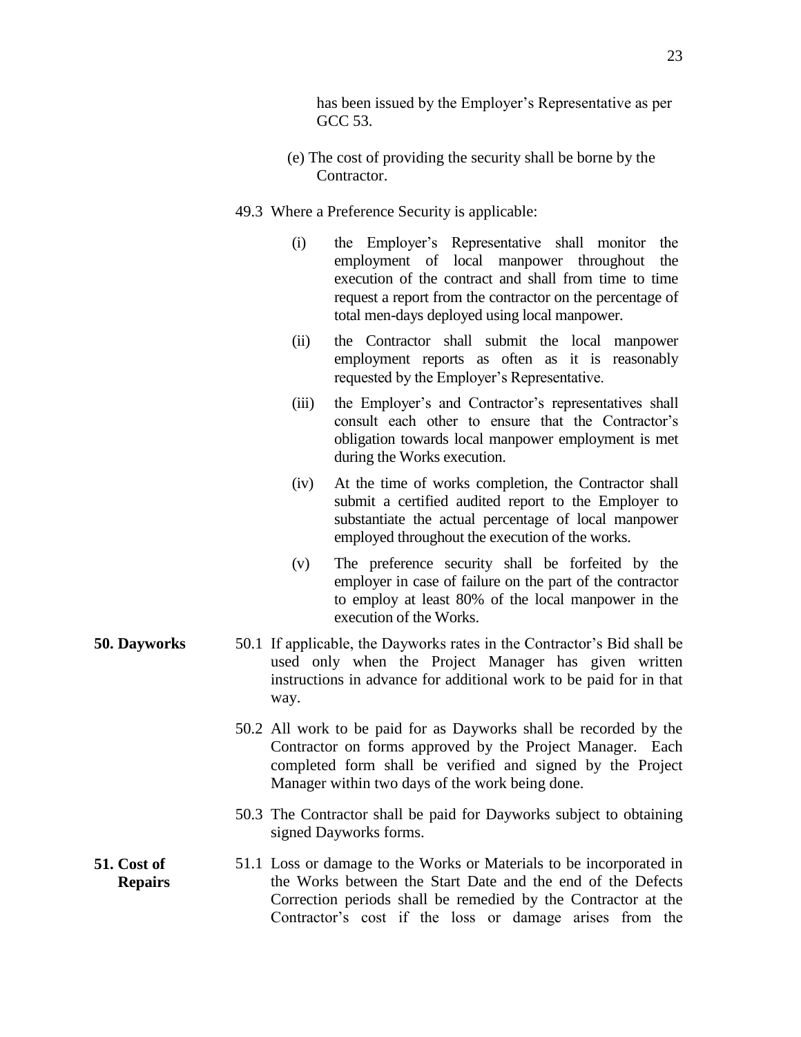has been issued by the Employer's Representative as per GCC 53.

(e) The cost of providing the security shall be borne by the Contractor.

49.3 Where a Preference Security is applicable:

(i) the Employer's Representative shall monitor the employment of local manpower throughout the execution of the contract and shall from time to time request a report from the contractor on the percentage of total men-days deployed using local manpower.

(ii) the Contractor shall submit the local manpower employment reports as often as it is reasonably requested by the Employer's Representative.

(iii) the Employer's and Contractor's representatives shall consult each other to ensure that the Contractor's obligation towards local manpower employment is met during the Works execution.

(iv) At the time of works completion, the Contractor shall submit a certified audited report to the Employer to substantiate the actual percentage of local manpower employed throughout the execution of the works.

(v) The preference security shall be forfeited by the employer in case of failure on the part of the contractor to employ at least 80% of the local manpower in the execution of the Works.

**50. Dayworks**

50.1 If applicable, the Dayworks rates in the Contractor's Bid shall be used only when the Project Manager has given written instructions in advance for additional work to be paid for in that way.

50.2 All work to be paid for as Dayworks shall be recorded by the Contractor on forms approved by the Project Manager. Each completed form shall be verified and signed by the Project Manager within two days of the work being done.

50.3 The Contractor shall be paid for Dayworks subject to obtaining signed Dayworks forms.

**51. Cost of Repairs**

51.1 Loss or damage to the Works or Materials to be incorporated in the Works between the Start Date and the end of the Defects Correction periods shall be remedied by the Contractor at the Contractor's cost if the loss or damage arises from the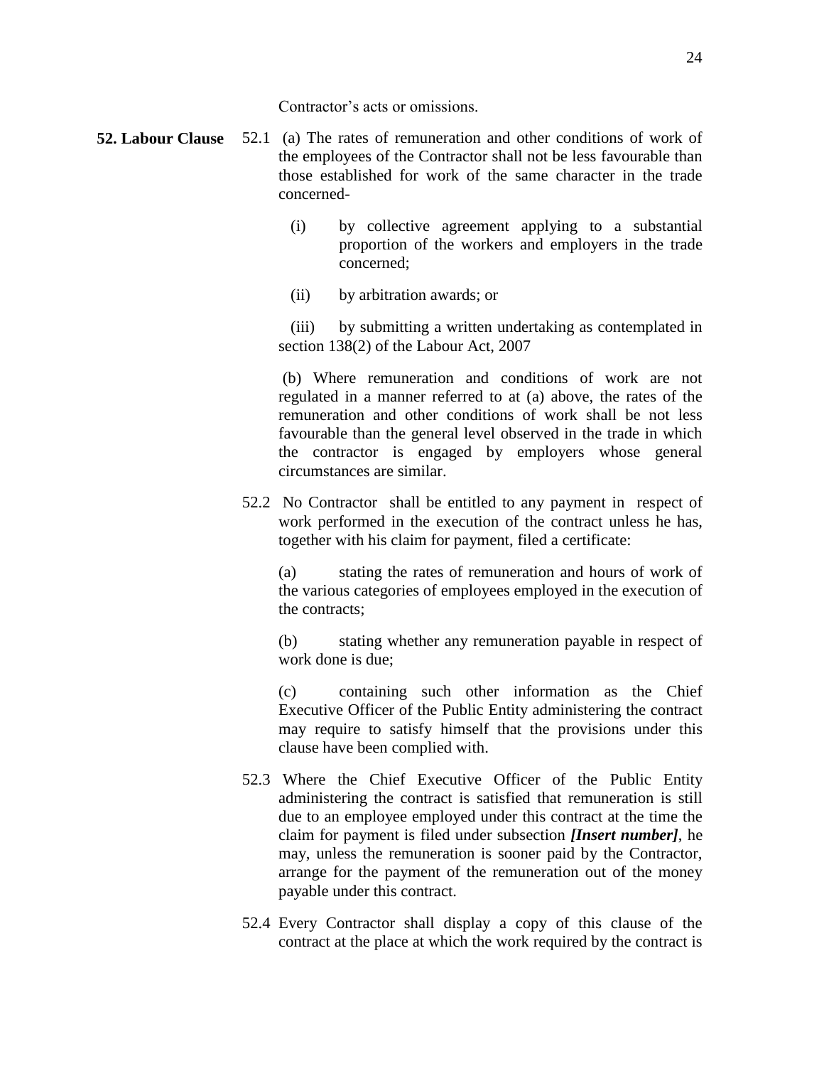Contractor's acts or omissions.

**52. Labour Clause**

52.1 (a) The rates of remuneration and other conditions of work of the employees of the Contractor shall not be less favourable than those established for work of the same character in the trade concerned-

(i) by collective agreement applying to a substantial proportion of the workers and employers in the trade concerned;

(ii) by arbitration awards; or

(iii) by submitting a written undertaking as contemplated in section 138(2) of the Labour Act, 2007

(b) Where remuneration and conditions of work are not regulated in a manner referred to at (a) above, the rates of the remuneration and other conditions of work shall be not less favourable than the general level observed in the trade in which the contractor is engaged by employers whose general circumstances are similar.

52.2 No Contractor shall be entitled to any payment in respect of work performed in the execution of the contract unless he has, together with his claim for payment, filed a certificate:

(a) stating the rates of remuneration and hours of work of the various categories of employees employed in the execution of the contracts;

(b) stating whether any remuneration payable in respect of work done is due;

(c) containing such other information as the Chief Executive Officer of the Public Entity administering the contract may require to satisfy himself that the provisions under this clause have been complied with.

52.3 Where the Chief Executive Officer of the Public Entity administering the contract is satisfied that remuneration is still due to an employee employed under this contract at the time the claim for payment is filed under subsection ***[Insert number]***, he may, unless the remuneration is sooner paid by the Contractor, arrange for the payment of the remuneration out of the money payable under this contract.

52.4 Every Contractor shall display a copy of this clause of the contract at the place at which the work required by the contract is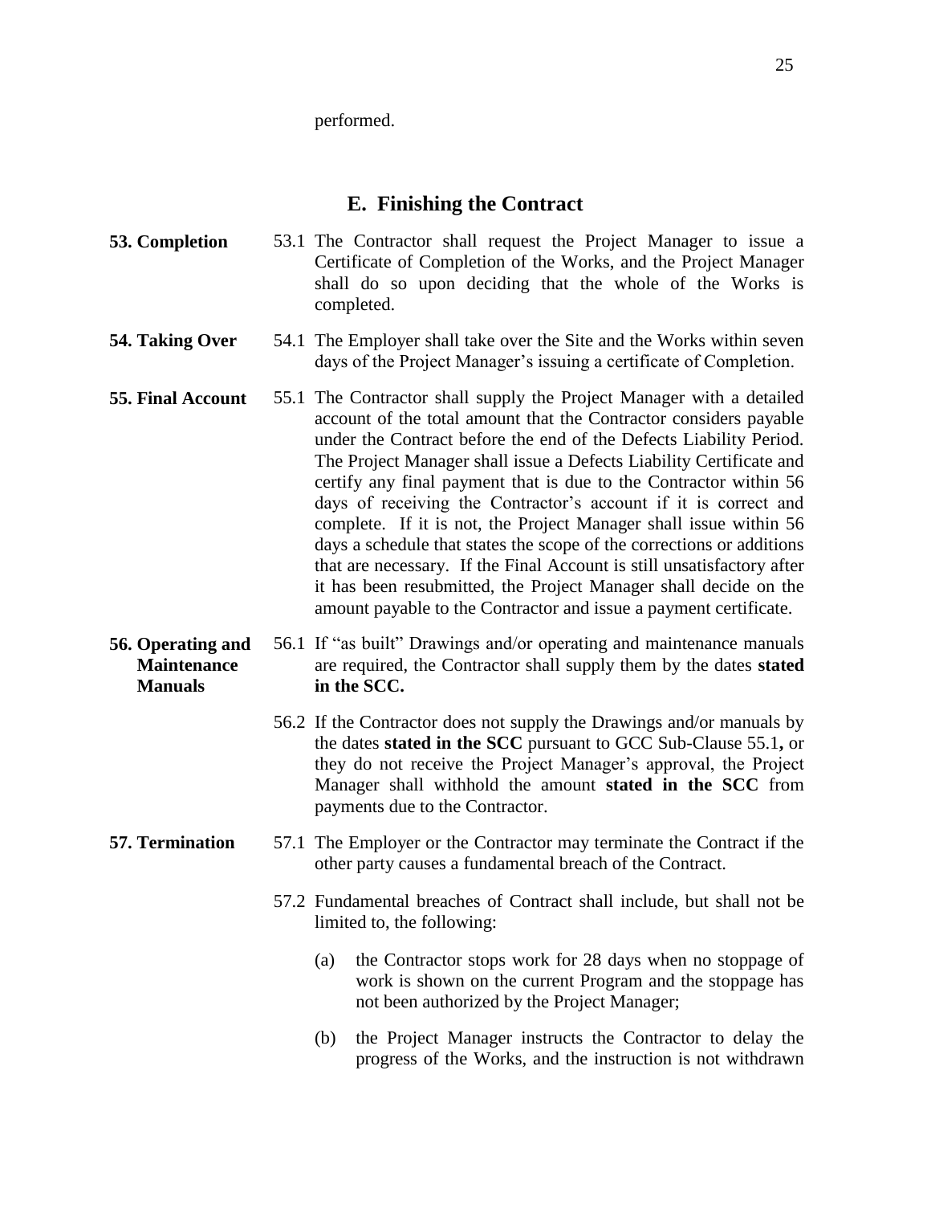performed.

## E. Finishing the Contract

**53. Completion**

53.1 The Contractor shall request the Project Manager to issue a Certificate of Completion of the Works, and the Project Manager shall do so upon deciding that the whole of the Works is completed.

**54. Taking Over**

54.1 The Employer shall take over the Site and the Works within seven days of the Project Manager's issuing a certificate of Completion.

**55. Final Account**

55.1 The Contractor shall supply the Project Manager with a detailed account of the total amount that the Contractor considers payable under the Contract before the end of the Defects Liability Period. The Project Manager shall issue a Defects Liability Certificate and certify any final payment that is due to the Contractor within 56 days of receiving the Contractor's account if it is correct and complete. If it is not, the Project Manager shall issue within 56 days a schedule that states the scope of the corrections or additions that are necessary. If the Final Account is still unsatisfactory after it has been resubmitted, the Project Manager shall decide on the amount payable to the Contractor and issue a payment certificate.

**56. Operating and Maintenance Manuals**

56.1 If "as built" Drawings and/or operating and maintenance manuals are required, the Contractor shall supply them by the dates **stated in the SCC.**

56.2 If the Contractor does not supply the Drawings and/or manuals by the dates **stated in the SCC** pursuant to GCC Sub-Clause 55.1**,** or they do not receive the Project Manager's approval, the Project Manager shall withhold the amount **stated in the SCC** from payments due to the Contractor.

**57. Termination**

57.1 The Employer or the Contractor may terminate the Contract if the other party causes a fundamental breach of the Contract.

57.2 Fundamental breaches of Contract shall include, but shall not be limited to, the following:

(a) the Contractor stops work for 28 days when no stoppage of work is shown on the current Program and the stoppage has not been authorized by the Project Manager;

(b) the Project Manager instructs the Contractor to delay the progress of the Works, and the instruction is not withdrawn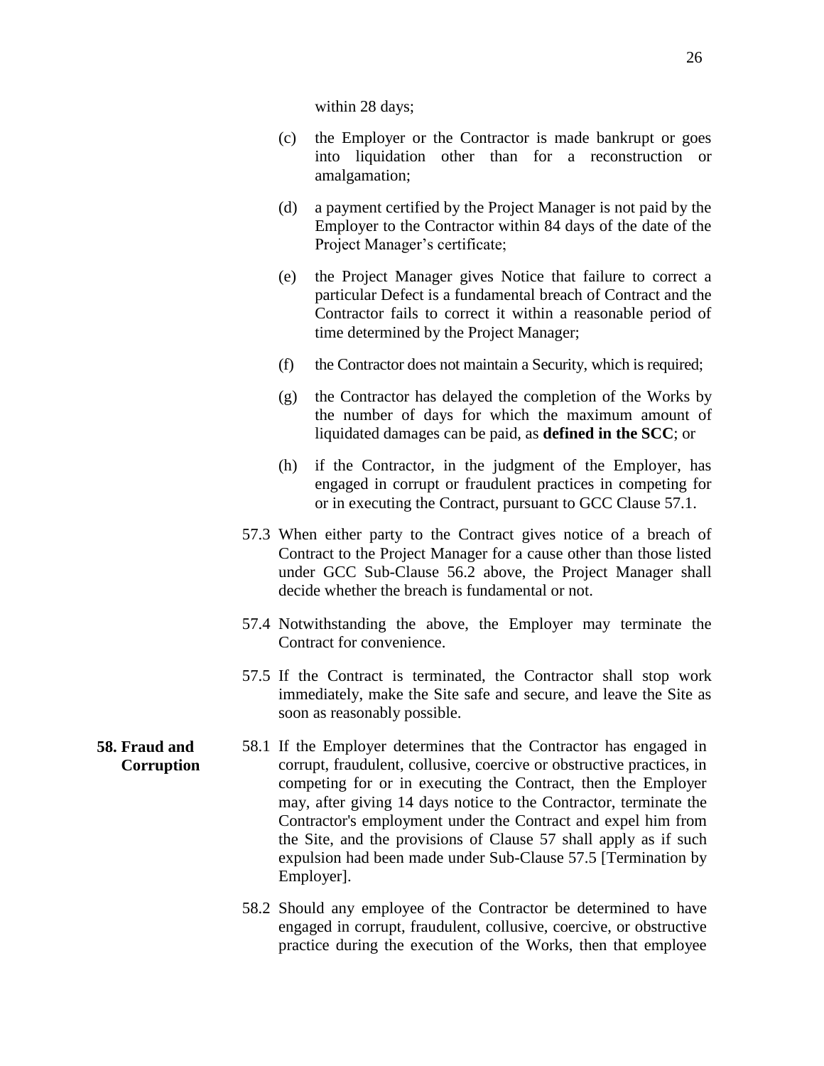within 28 days;

(c) the Employer or the Contractor is made bankrupt or goes into liquidation other than for a reconstruction or amalgamation;

(d) a payment certified by the Project Manager is not paid by the Employer to the Contractor within 84 days of the date of the Project Manager's certificate;

(e) the Project Manager gives Notice that failure to correct a particular Defect is a fundamental breach of Contract and the Contractor fails to correct it within a reasonable period of time determined by the Project Manager;

(f) the Contractor does not maintain a Security, which is required;

(g) the Contractor has delayed the completion of the Works by the number of days for which the maximum amount of liquidated damages can be paid, as **defined in the SCC**; or

(h) if the Contractor, in the judgment of the Employer, has engaged in corrupt or fraudulent practices in competing for or in executing the Contract, pursuant to GCC Clause 57.1.

57.3 When either party to the Contract gives notice of a breach of Contract to the Project Manager for a cause other than those listed under GCC Sub-Clause 56.2 above, the Project Manager shall decide whether the breach is fundamental or not.

57.4 Notwithstanding the above, the Employer may terminate the Contract for convenience.

57.5 If the Contract is terminated, the Contractor shall stop work immediately, make the Site safe and secure, and leave the Site as soon as reasonably possible.

**58. Fraud and Corruption**

58.1 If the Employer determines that the Contractor has engaged in corrupt, fraudulent, collusive, coercive or obstructive practices, in competing for or in executing the Contract, then the Employer may, after giving 14 days notice to the Contractor, terminate the Contractor's employment under the Contract and expel him from the Site, and the provisions of Clause 57 shall apply as if such expulsion had been made under Sub-Clause 57.5 [Termination by Employer].

58.2 Should any employee of the Contractor be determined to have engaged in corrupt, fraudulent, collusive, coercive, or obstructive practice during the execution of the Works, then that employee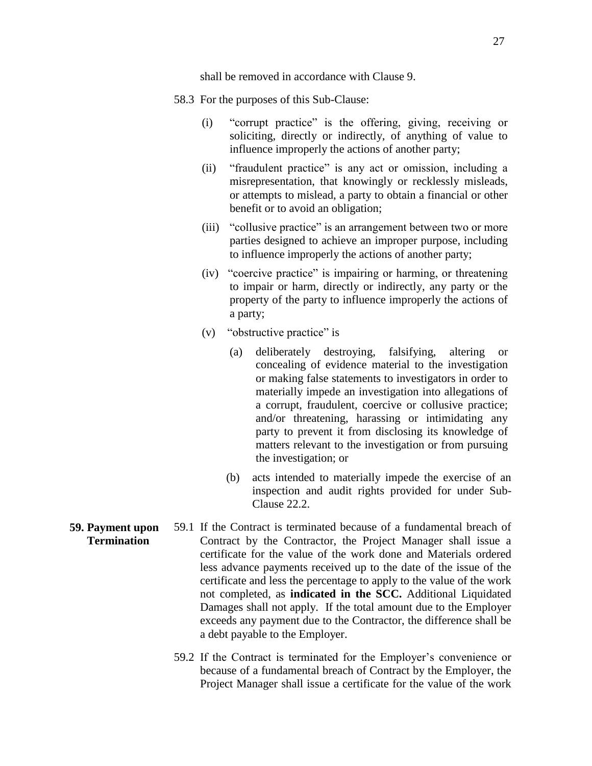shall be removed in accordance with Clause 9.

58.3 For the purposes of this Sub-Clause:

(i) "corrupt practice" is the offering, giving, receiving or soliciting, directly or indirectly, of anything of value to influence improperly the actions of another party;

(ii) "fraudulent practice" is any act or omission, including a misrepresentation, that knowingly or recklessly misleads, or attempts to mislead, a party to obtain a financial or other benefit or to avoid an obligation;

(iii) "collusive practice" is an arrangement between two or more parties designed to achieve an improper purpose, including to influence improperly the actions of another party;

(iv) "coercive practice" is impairing or harming, or threatening to impair or harm, directly or indirectly, any party or the property of the party to influence improperly the actions of a party;

(v) "obstructive practice" is

(a) deliberately destroying, falsifying, altering or concealing of evidence material to the investigation or making false statements to investigators in order to materially impede an investigation into allegations of a corrupt, fraudulent, coercive or collusive practice; and/or threatening, harassing or intimidating any party to prevent it from disclosing its knowledge of matters relevant to the investigation or from pursuing the investigation; or

(b) acts intended to materially impede the exercise of an inspection and audit rights provided for under Sub-Clause 22.2.

**59. Payment upon Termination**

59.1 If the Contract is terminated because of a fundamental breach of Contract by the Contractor, the Project Manager shall issue a certificate for the value of the work done and Materials ordered less advance payments received up to the date of the issue of the certificate and less the percentage to apply to the value of the work not completed, as **indicated in the SCC.** Additional Liquidated Damages shall not apply. If the total amount due to the Employer exceeds any payment due to the Contractor, the difference shall be a debt payable to the Employer.

59.2 If the Contract is terminated for the Employer's convenience or because of a fundamental breach of Contract by the Employer, the Project Manager shall issue a certificate for the value of the work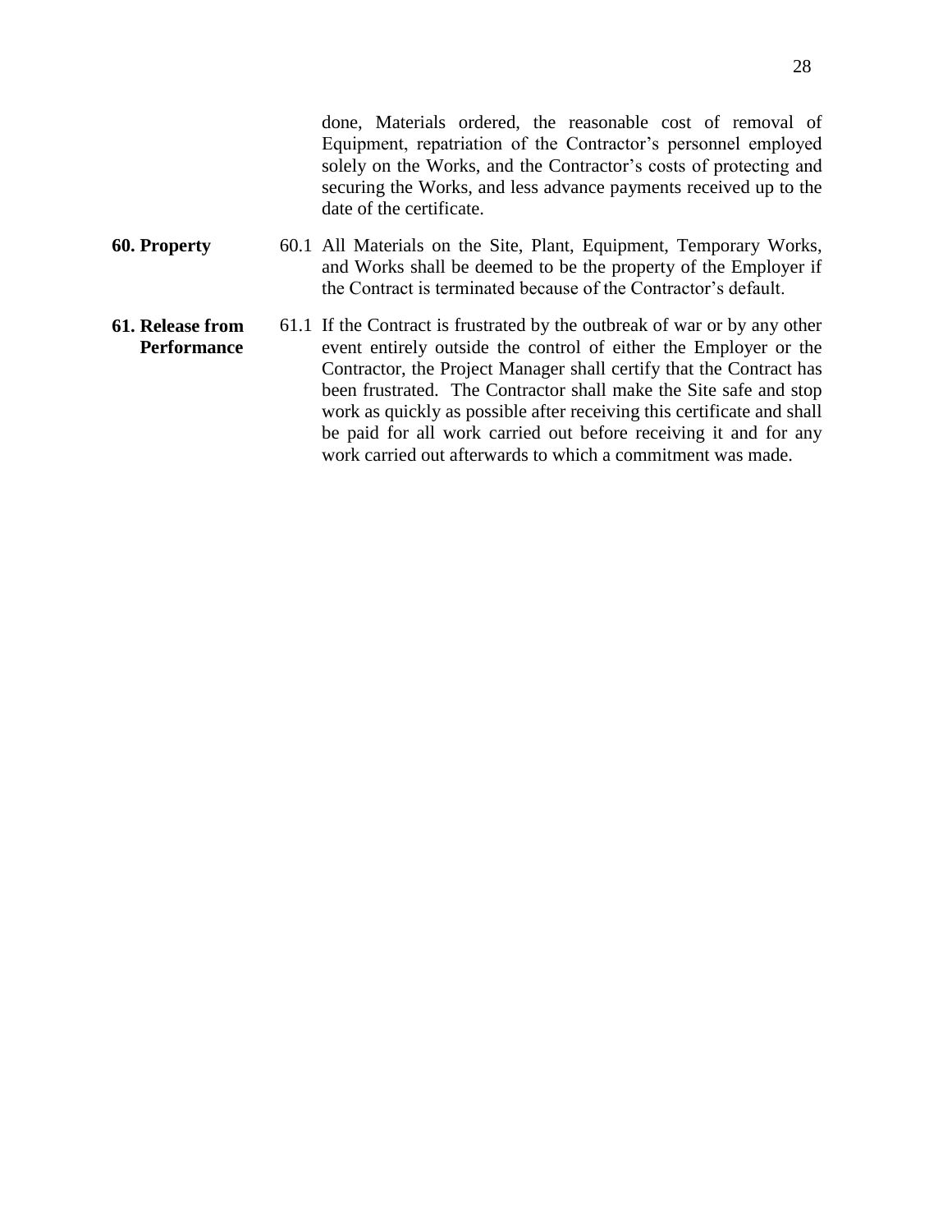done, Materials ordered, the reasonable cost of removal of Equipment, repatriation of the Contractor's personnel employed solely on the Works, and the Contractor's costs of protecting and securing the Works, and less advance payments received up to the date of the certificate.

**60. Property**

60.1 All Materials on the Site, Plant, Equipment, Temporary Works, and Works shall be deemed to be the property of the Employer if the Contract is terminated because of the Contractor's default.

**61. Release from Performance**

61.1 If the Contract is frustrated by the outbreak of war or by any other event entirely outside the control of either the Employer or the Contractor, the Project Manager shall certify that the Contract has been frustrated. The Contractor shall make the Site safe and stop work as quickly as possible after receiving this certificate and shall be paid for all work carried out before receiving it and for any work carried out afterwards to which a commitment was made.